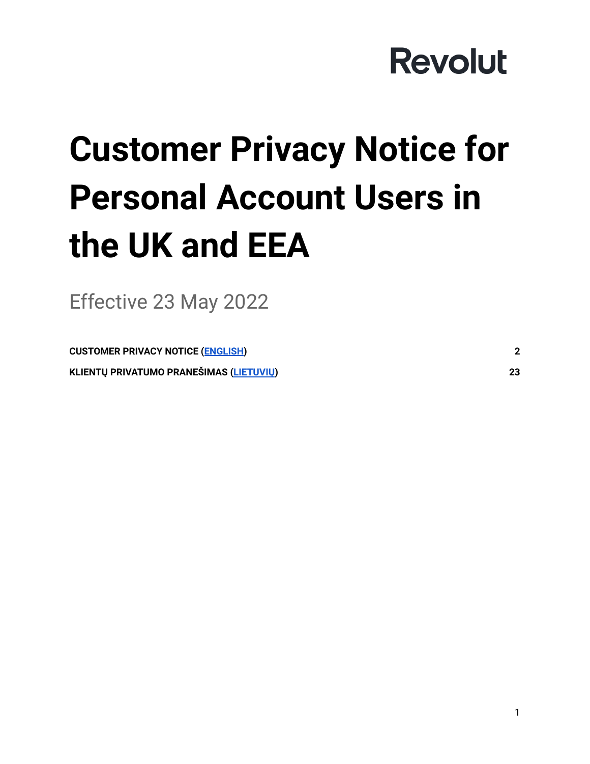Revolut

# Customer Privacy Notice for Personal Account Users in the UK and EEA

Effective 23 May 2022

| | |
|---|---|
| **CUSTOMER PRIVACY NOTICE (ENGLISH)** | **2** |
| **KLIENTŲ PRIVATUMO PRANEŠIMAS (LIETUVIŲ)** | **23** |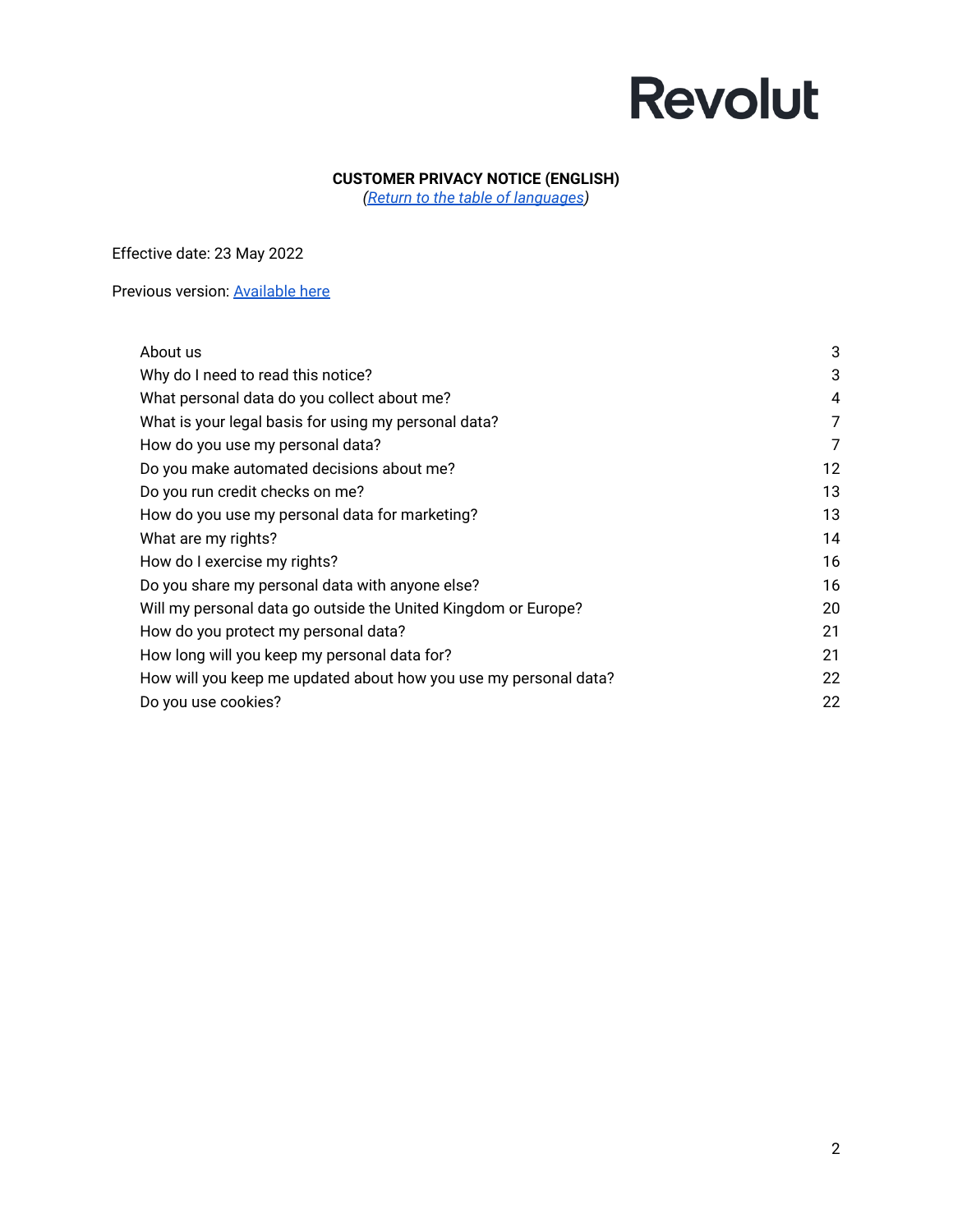Revolut

# CUSTOMER PRIVACY NOTICE (ENGLISH)

*([Return to the table of languages]())*

Effective date: 23 May 2022

Previous version: [Available here]()

| | |
|---|---|
| About us | 3 |
| Why do I need to read this notice? | 3 |
| What personal data do you collect about me? | 4 |
| What is your legal basis for using my personal data? | 7 |
| How do you use my personal data? | 7 |
| Do you make automated decisions about me? | 12 |
| Do you run credit checks on me? | 13 |
| How do you use my personal data for marketing? | 13 |
| What are my rights? | 14 |
| How do I exercise my rights? | 16 |
| Do you share my personal data with anyone else? | 16 |
| Will my personal data go outside the United Kingdom or Europe? | 20 |
| How do you protect my personal data? | 21 |
| How long will you keep my personal data for? | 21 |
| How will you keep me updated about how you use my personal data? | 22 |
| Do you use cookies? | 22 |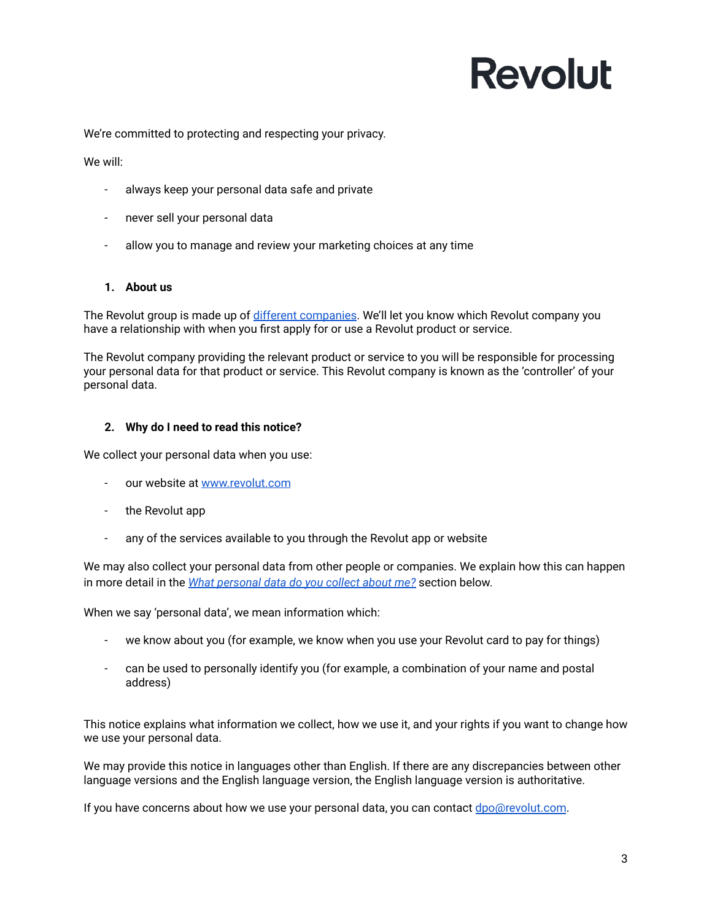Revolut

We're committed to protecting and respecting your privacy.

We will:

- always keep your personal data safe and private
- never sell your personal data
- allow you to manage and review your marketing choices at any time

## 1. About us

The Revolut group is made up of [different companies](). We'll let you know which Revolut company you have a relationship with when you first apply for or use a Revolut product or service.

The Revolut company providing the relevant product or service to you will be responsible for processing your personal data for that product or service. This Revolut company is known as the 'controller' of your personal data.

## 2. Why do I need to read this notice?

We collect your personal data when you use:

- our website at [www.revolut.com](www.revolut.com)
- the Revolut app
- any of the services available to you through the Revolut app or website

We may also collect your personal data from other people or companies. We explain how this can happen in more detail in the *[What personal data do you collect about me?]()* section below.

When we say 'personal data', we mean information which:

- we know about you (for example, we know when you use your Revolut card to pay for things)
- can be used to personally identify you (for example, a combination of your name and postal address)

This notice explains what information we collect, how we use it, and your rights if you want to change how we use your personal data.

We may provide this notice in languages other than English. If there are any discrepancies between other language versions and the English language version, the English language version is authoritative.

If you have concerns about how we use your personal data, you can contact [dpo@revolut.com](mailto:dpo@revolut.com).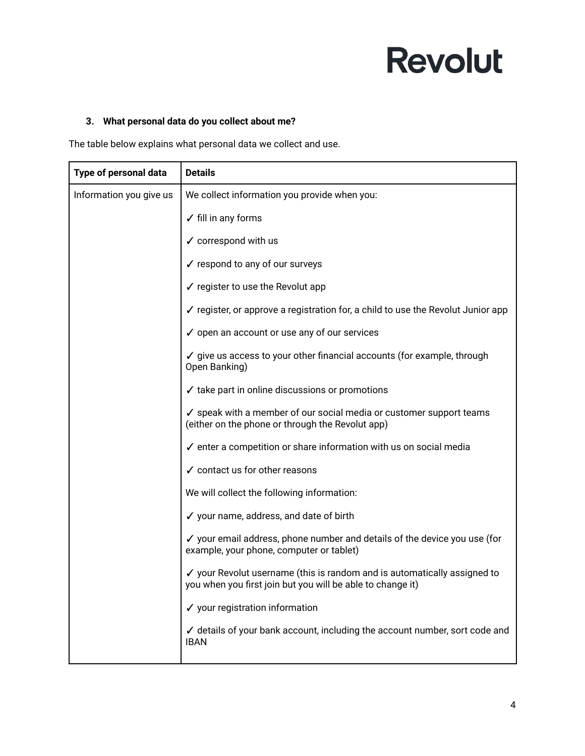### 3. What personal data do you collect about me?

The table below explains what personal data we collect and use.

| Type of personal data | Details |
| --- | --- |
| Information you give us | We collect information you provide when you:<br><br>✓ fill in any forms<br><br>✓ correspond with us<br><br>✓ respond to any of our surveys<br><br>✓ register to use the Revolut app<br><br>✓ register, or approve a registration for, a child to use the Revolut Junior app<br><br>✓ open an account or use any of our services<br><br>✓ give us access to your other financial accounts (for example, through Open Banking)<br><br>✓ take part in online discussions or promotions<br><br>✓ speak with a member of our social media or customer support teams (either on the phone or through the Revolut app)<br><br>✓ enter a competition or share information with us on social media<br><br>✓ contact us for other reasons<br><br>We will collect the following information:<br><br>✓ your name, address, and date of birth<br><br>✓ your email address, phone number and details of the device you use (for example, your phone, computer or tablet)<br><br>✓ your Revolut username (this is random and is automatically assigned to you when you first join but you will be able to change it)<br><br>✓ your registration information<br><br>✓ details of your bank account, including the account number, sort code and IBAN |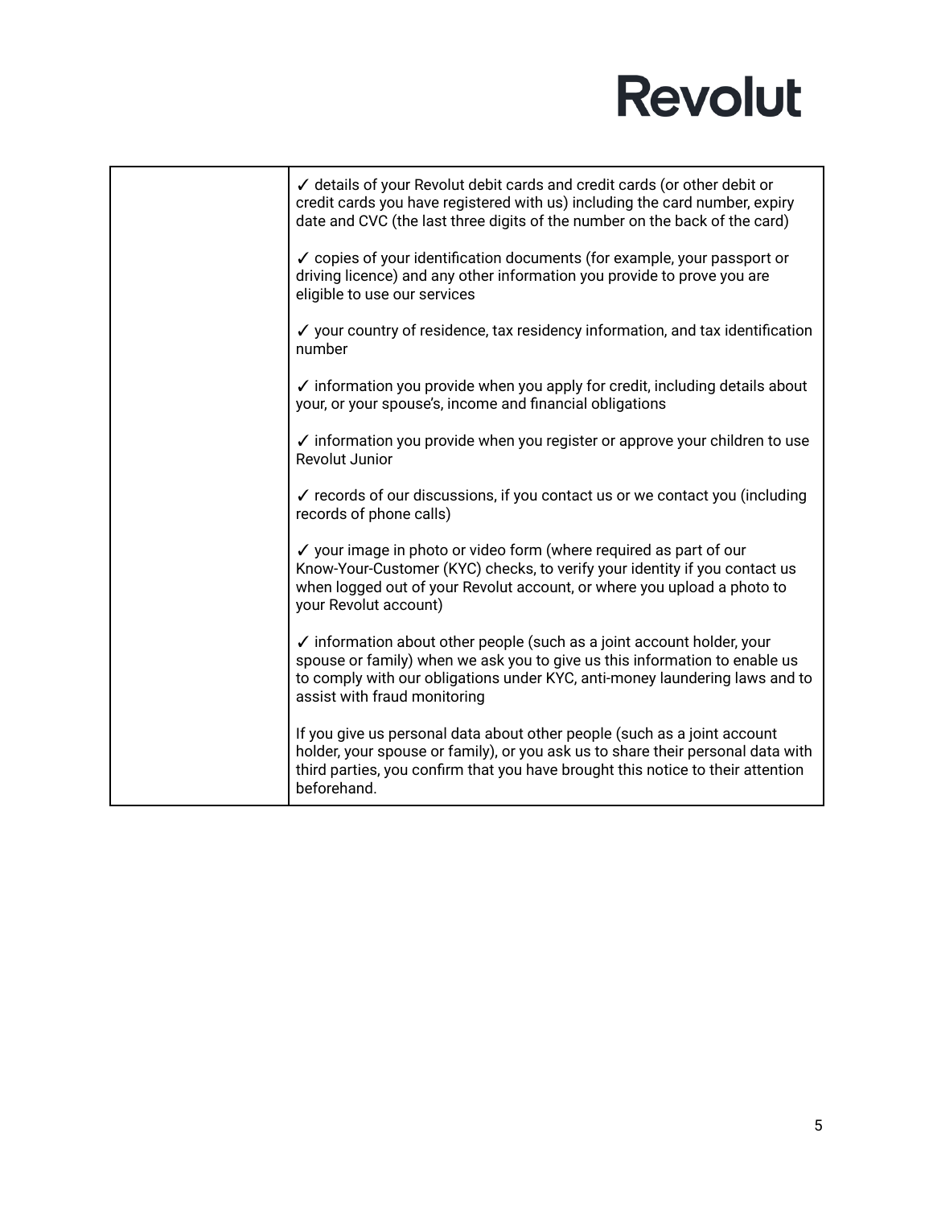| | |
|---|---|
| | ✓ details of your Revolut debit cards and credit cards (or other debit or credit cards you have registered with us) including the card number, expiry date and CVC (the last three digits of the number on the back of the card)<br><br>✓ copies of your identification documents (for example, your passport or driving licence) and any other information you provide to prove you are eligible to use our services<br><br>✓ your country of residence, tax residency information, and tax identification number<br><br>✓ information you provide when you apply for credit, including details about your, or your spouse's, income and financial obligations<br><br>✓ information you provide when you register or approve your children to use Revolut Junior<br><br>✓ records of our discussions, if you contact us or we contact you (including records of phone calls)<br><br>✓ your image in photo or video form (where required as part of our Know-Your-Customer (KYC) checks, to verify your identity if you contact us when logged out of your Revolut account, or where you upload a photo to your Revolut account)<br><br>✓ information about other people (such as a joint account holder, your spouse or family) when we ask you to give us this information to enable us to comply with our obligations under KYC, anti-money laundering laws and to assist with fraud monitoring<br><br>If you give us personal data about other people (such as a joint account holder, your spouse or family), or you ask us to share their personal data with third parties, you confirm that you have brought this notice to their attention beforehand. |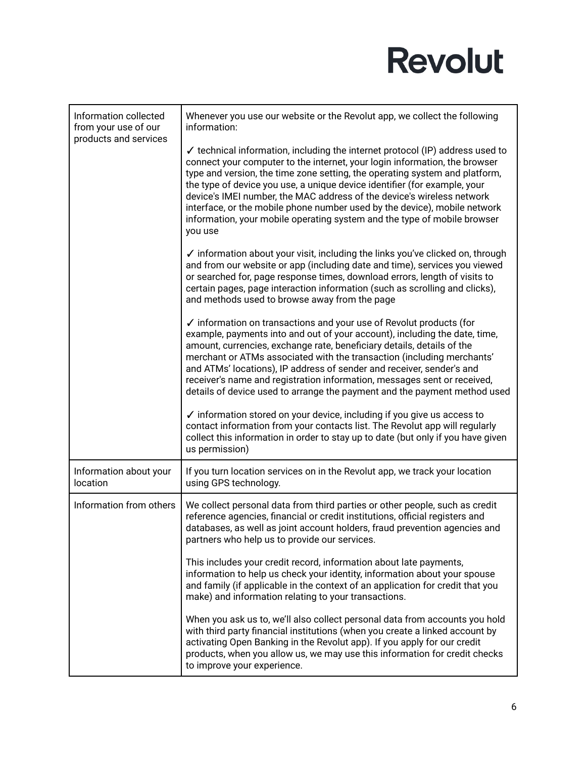| | |
|---|---|
| Information collected from your use of our products and services | Whenever you use our website or the Revolut app, we collect the following information:<br><br>✓ technical information, including the internet protocol (IP) address used to connect your computer to the internet, your login information, the browser type and version, the time zone setting, the operating system and platform, the type of device you use, a unique device identifier (for example, your device's IMEI number, the MAC address of the device's wireless network interface, or the mobile phone number used by the device), mobile network information, your mobile operating system and the type of mobile browser you use<br><br>✓ information about your visit, including the links you've clicked on, through and from our website or app (including date and time), services you viewed or searched for, page response times, download errors, length of visits to certain pages, page interaction information (such as scrolling and clicks), and methods used to browse away from the page<br><br>✓ information on transactions and your use of Revolut products (for example, payments into and out of your account), including the date, time, amount, currencies, exchange rate, beneficiary details, details of the merchant or ATMs associated with the transaction (including merchants' and ATMs' locations), IP address of sender and receiver, sender's and receiver's name and registration information, messages sent or received, details of device used to arrange the payment and the payment method used<br><br>✓ information stored on your device, including if you give us access to contact information from your contacts list. The Revolut app will regularly collect this information in order to stay up to date (but only if you have given us permission) |
| Information about your location | If you turn location services on in the Revolut app, we track your location using GPS technology. |
| Information from others | We collect personal data from third parties or other people, such as credit reference agencies, financial or credit institutions, official registers and databases, as well as joint account holders, fraud prevention agencies and partners who help us to provide our services.<br><br>This includes your credit record, information about late payments, information to help us check your identity, information about your spouse and family (if applicable in the context of an application for credit that you make) and information relating to your transactions.<br><br>When you ask us to, we'll also collect personal data from accounts you hold with third party financial institutions (when you create a linked account by activating Open Banking in the Revolut app). If you apply for our credit products, when you allow us, we may use this information for credit checks to improve your experience. |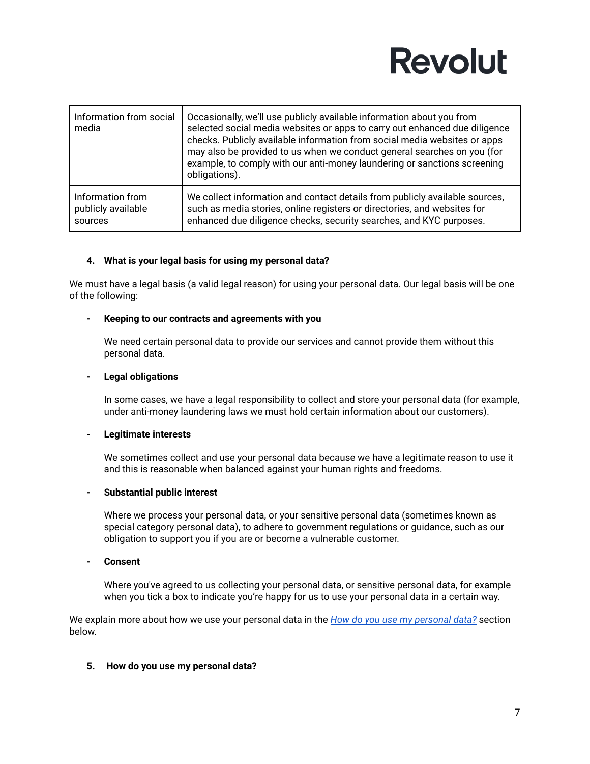| | |
|---|---|
| Information from social media | Occasionally, we'll use publicly available information about you from selected social media websites or apps to carry out enhanced due diligence checks. Publicly available information from social media websites or apps may also be provided to us when we conduct general searches on you (for example, to comply with our anti-money laundering or sanctions screening obligations). |
| Information from publicly available sources | We collect information and contact details from publicly available sources, such as media stories, online registers or directories, and websites for enhanced due diligence checks, security searches, and KYC purposes. |

### 4. What is your legal basis for using my personal data?

We must have a legal basis (a valid legal reason) for using your personal data. Our legal basis will be one of the following:

- **Keeping to our contracts and agreements with you**

  We need certain personal data to provide our services and cannot provide them without this personal data.

- **Legal obligations**

  In some cases, we have a legal responsibility to collect and store your personal data (for example, under anti-money laundering laws we must hold certain information about our customers).

- **Legitimate interests**

  We sometimes collect and use your personal data because we have a legitimate reason to use it and this is reasonable when balanced against your human rights and freedoms.

- **Substantial public interest**

  Where we process your personal data, or your sensitive personal data (sometimes known as special category personal data), to adhere to government regulations or guidance, such as our obligation to support you if you are or become a vulnerable customer.

- **Consent**

  Where you've agreed to us collecting your personal data, or sensitive personal data, for example when you tick a box to indicate you're happy for us to use your personal data in a certain way.

We explain more about how we use your personal data in the *How do you use my personal data?* section below.

### 5. How do you use my personal data?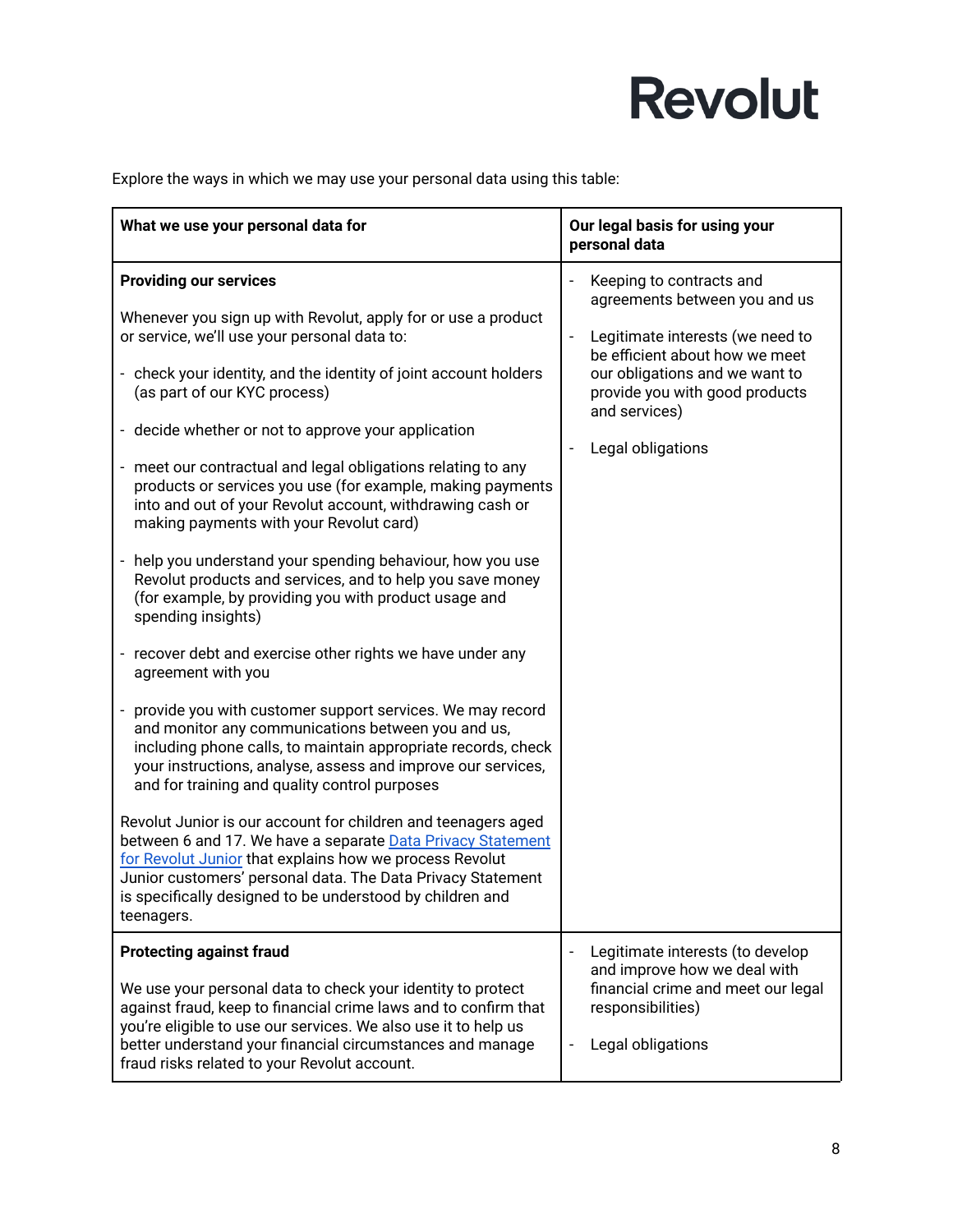Explore the ways in which we may use your personal data using this table:

| What we use your personal data for | Our legal basis for using your personal data |
|---|---|
| **Providing our services**<br><br>Whenever you sign up with Revolut, apply for or use a product or service, we'll use your personal data to:<br><br>- check your identity, and the identity of joint account holders (as part of our KYC process)<br>- decide whether or not to approve your application<br>- meet our contractual and legal obligations relating to any products or services you use (for example, making payments into and out of your Revolut account, withdrawing cash or making payments with your Revolut card)<br>- help you understand your spending behaviour, how you use Revolut products and services, and to help you save money (for example, by providing you with product usage and spending insights)<br>- recover debt and exercise other rights we have under any agreement with you<br>- provide you with customer support services. We may record and monitor any communications between you and us, including phone calls, to maintain appropriate records, check your instructions, analyse, assess and improve our services, and for training and quality control purposes<br><br>Revolut Junior is our account for children and teenagers aged between 6 and 17. We have a separate Data Privacy Statement for Revolut Junior that explains how we process Revolut Junior customers' personal data. The Data Privacy Statement is specifically designed to be understood by children and teenagers. | - Keeping to contracts and agreements between you and us<br>- Legitimate interests (we need to be efficient about how we meet our obligations and we want to provide you with good products and services)<br>- Legal obligations |
| **Protecting against fraud**<br><br>We use your personal data to check your identity to protect against fraud, keep to financial crime laws and to confirm that you're eligible to use our services. We also use it to help us better understand your financial circumstances and manage fraud risks related to your Revolut account. | - Legitimate interests (to develop and improve how we deal with financial crime and meet our legal responsibilities)<br>- Legal obligations |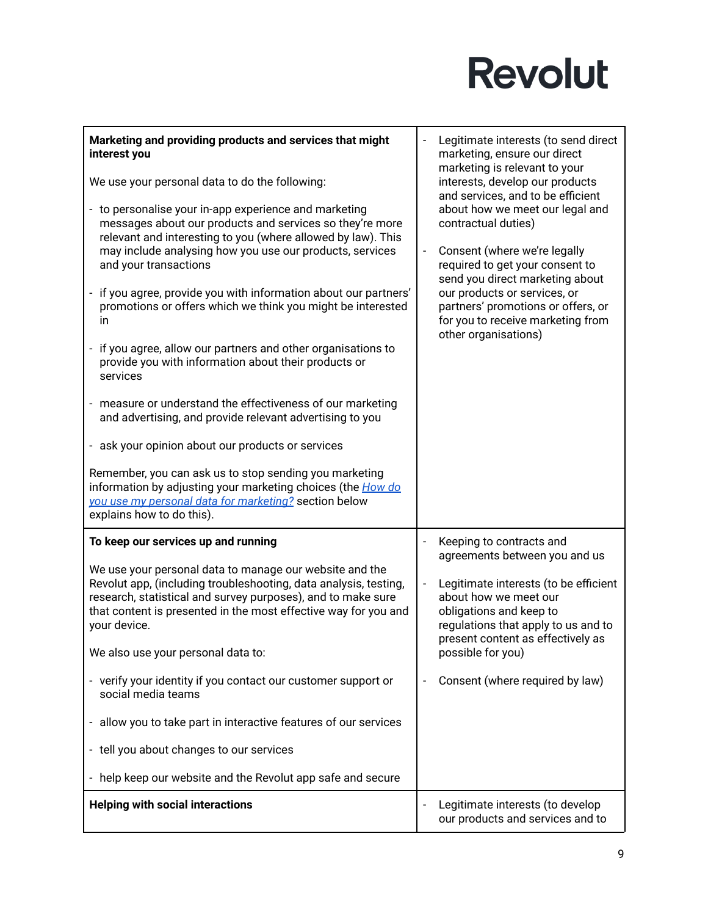| | |
|---|---|
| **Marketing and providing products and services that might interest you**<br><br>We use your personal data to do the following:<br><br>- to personalise your in-app experience and marketing messages about our products and services so they're more relevant and interesting to you (where allowed by law). This may include analysing how you use our products, services and your transactions<br><br>- if you agree, provide you with information about our partners' promotions or offers which we think you might be interested in<br><br>- if you agree, allow our partners and other organisations to provide you with information about their products or services<br><br>- measure or understand the effectiveness of our marketing and advertising, and provide relevant advertising to you<br><br>- ask your opinion about our products or services<br><br>Remember, you can ask us to stop sending you marketing information by adjusting your marketing choices (the *How do you use my personal data for marketing?* section below explains how to do this). | - Legitimate interests (to send direct marketing, ensure our direct marketing is relevant to your interests, develop our products and services, and to be efficient about how we meet our legal and contractual duties)<br><br>- Consent (where we're legally required to get your consent to send you direct marketing about our products or services, or partners' promotions or offers, or for you to receive marketing from other organisations) |
| **To keep our services up and running**<br><br>We use your personal data to manage our website and the Revolut app, (including troubleshooting, data analysis, testing, research, statistical and survey purposes), and to make sure that content is presented in the most effective way for you and your device.<br><br>We also use your personal data to:<br><br>- verify your identity if you contact our customer support or social media teams<br><br>- allow you to take part in interactive features of our services<br><br>- tell you about changes to our services<br><br>- help keep our website and the Revolut app safe and secure | - Keeping to contracts and agreements between you and us<br><br>- Legitimate interests (to be efficient about how we meet our obligations and keep to regulations that apply to us and to present content as effectively as possible for you)<br><br>- Consent (where required by law) |
| **Helping with social interactions** | - Legitimate interests (to develop our products and services and to |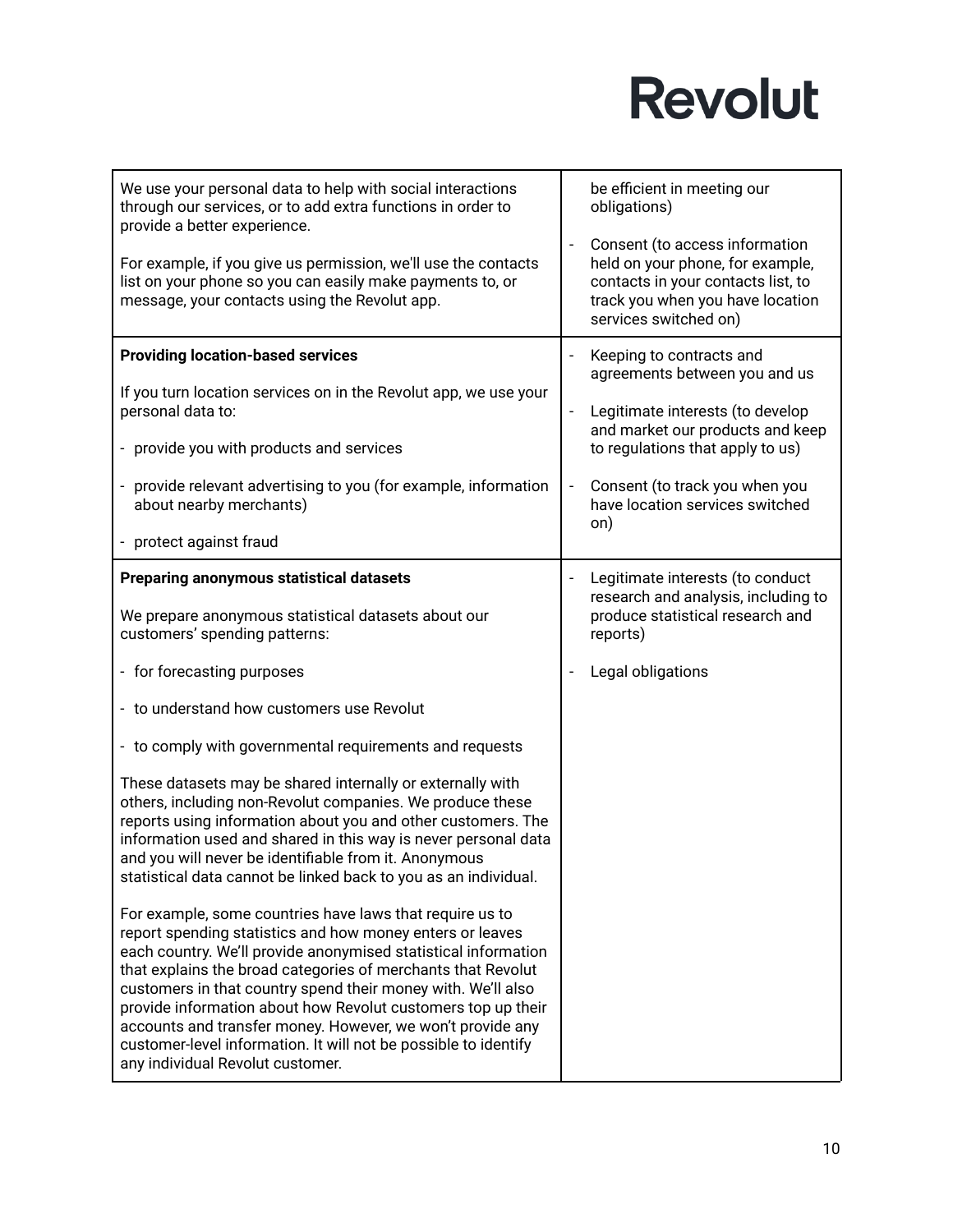| | |
|---|---|
| We use your personal data to help with social interactions through our services, or to add extra functions in order to provide a better experience.<br><br>For example, if you give us permission, we'll use the contacts list on your phone so you can easily make payments to, or message, your contacts using the Revolut app. | be efficient in meeting our obligations)<br><br>- Consent (to access information held on your phone, for example, contacts in your contacts list, to track you when you have location services switched on) |
| **Providing location-based services**<br><br>If you turn location services on in the Revolut app, we use your personal data to:<br><br>- provide you with products and services<br><br>- provide relevant advertising to you (for example, information about nearby merchants)<br><br>- protect against fraud | - Keeping to contracts and agreements between you and us<br><br>- Legitimate interests (to develop and market our products and keep to regulations that apply to us)<br><br>- Consent (to track you when you have location services switched on) |
| **Preparing anonymous statistical datasets**<br><br>We prepare anonymous statistical datasets about our customers' spending patterns:<br><br>- for forecasting purposes<br><br>- to understand how customers use Revolut<br><br>- to comply with governmental requirements and requests<br><br>These datasets may be shared internally or externally with others, including non-Revolut companies. We produce these reports using information about you and other customers. The information used and shared in this way is never personal data and you will never be identifiable from it. Anonymous statistical data cannot be linked back to you as an individual.<br><br>For example, some countries have laws that require us to report spending statistics and how money enters or leaves each country. We'll provide anonymised statistical information that explains the broad categories of merchants that Revolut customers in that country spend their money with. We'll also provide information about how Revolut customers top up their accounts and transfer money. However, we won't provide any customer-level information. It will not be possible to identify any individual Revolut customer. | - Legitimate interests (to conduct research and analysis, including to produce statistical research and reports)<br><br>- Legal obligations |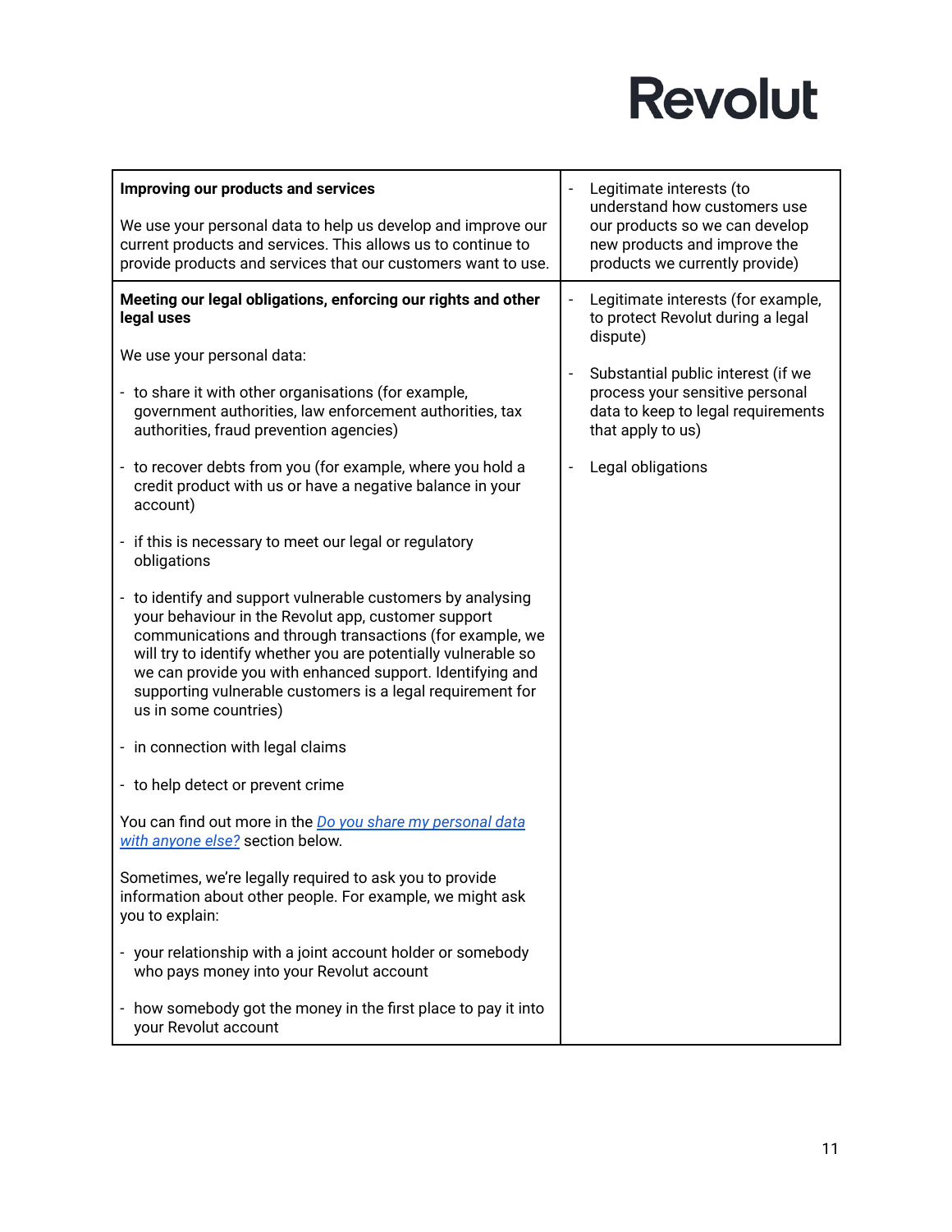| | |
|---|---|
| **Improving our products and services**<br><br>We use your personal data to help us develop and improve our current products and services. This allows us to continue to provide products and services that our customers want to use. | - Legitimate interests (to understand how customers use our products so we can develop new products and improve the products we currently provide) |
| **Meeting our legal obligations, enforcing our rights and other legal uses**<br><br>We use your personal data:<br><br>- to share it with other organisations (for example, government authorities, law enforcement authorities, tax authorities, fraud prevention agencies)<br><br>- to recover debts from you (for example, where you hold a credit product with us or have a negative balance in your account)<br><br>- if this is necessary to meet our legal or regulatory obligations<br><br>- to identify and support vulnerable customers by analysing your behaviour in the Revolut app, customer support communications and through transactions (for example, we will try to identify whether you are potentially vulnerable so we can provide you with enhanced support. Identifying and supporting vulnerable customers is a legal requirement for us in some countries)<br><br>- in connection with legal claims<br><br>- to help detect or prevent crime<br><br>You can find out more in the *Do you share my personal data with anyone else?* section below.<br><br>Sometimes, we're legally required to ask you to provide information about other people. For example, we might ask you to explain:<br><br>- your relationship with a joint account holder or somebody who pays money into your Revolut account<br><br>- how somebody got the money in the first place to pay it into your Revolut account | - Legitimate interests (for example, to protect Revolut during a legal dispute)<br><br>- Substantial public interest (if we process your sensitive personal data to keep to legal requirements that apply to us)<br><br>- Legal obligations |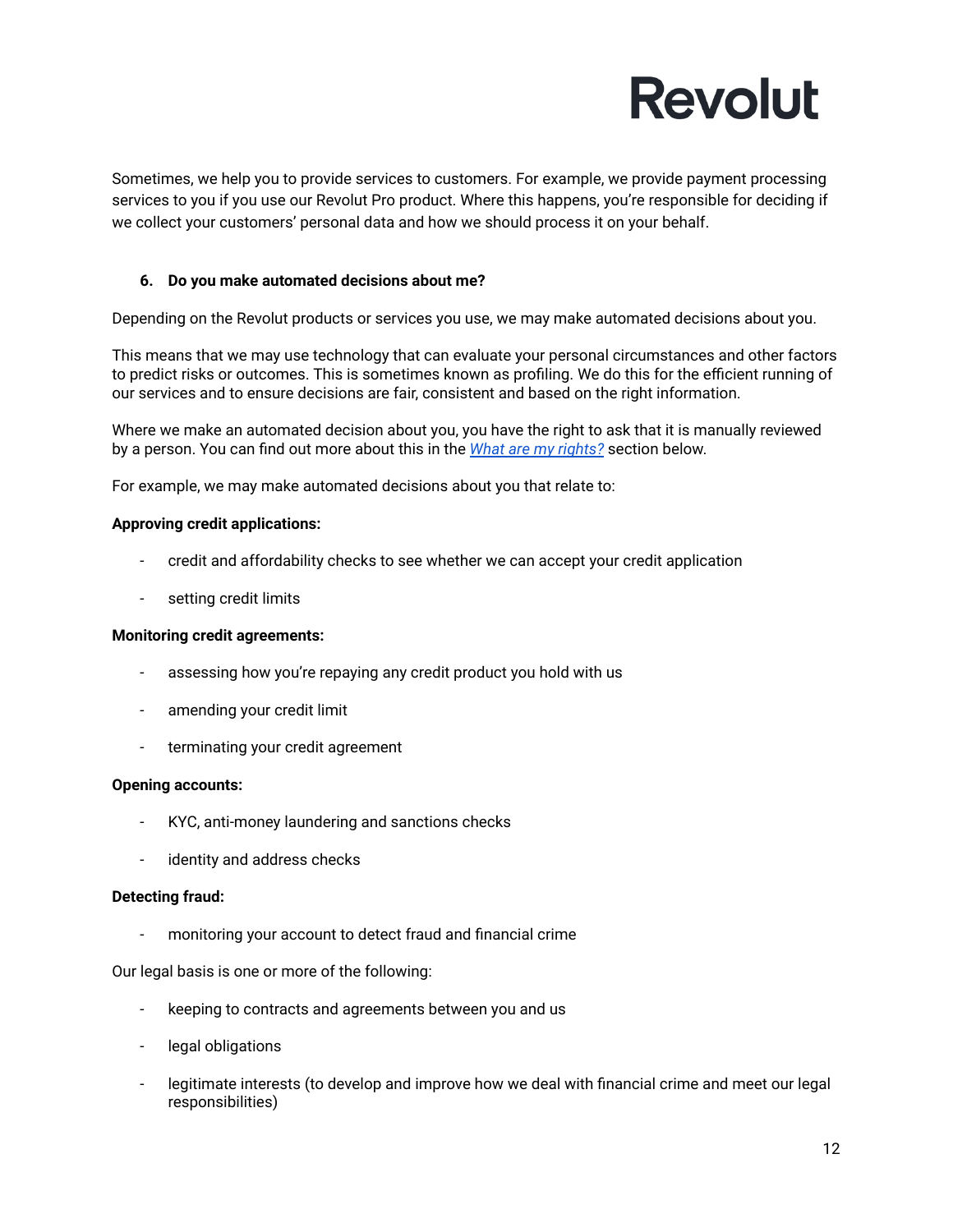Sometimes, we help you to provide services to customers. For example, we provide payment processing services to you if you use our Revolut Pro product. Where this happens, you're responsible for deciding if we collect your customers' personal data and how we should process it on your behalf.

## 6. Do you make automated decisions about me?

Depending on the Revolut products or services you use, we may make automated decisions about you.

This means that we may use technology that can evaluate your personal circumstances and other factors to predict risks or outcomes. This is sometimes known as profiling. We do this for the efficient running of our services and to ensure decisions are fair, consistent and based on the right information.

Where we make an automated decision about you, you have the right to ask that it is manually reviewed by a person. You can find out more about this in the *What are my rights?* section below.

For example, we may make automated decisions about you that relate to:

**Approving credit applications:**

- credit and affordability checks to see whether we can accept your credit application
- setting credit limits

**Monitoring credit agreements:**

- assessing how you're repaying any credit product you hold with us
- amending your credit limit
- terminating your credit agreement

**Opening accounts:**

- KYC, anti-money laundering and sanctions checks
- identity and address checks

**Detecting fraud:**

- monitoring your account to detect fraud and financial crime

Our legal basis is one or more of the following:

- keeping to contracts and agreements between you and us
- legal obligations
- legitimate interests (to develop and improve how we deal with financial crime and meet our legal responsibilities)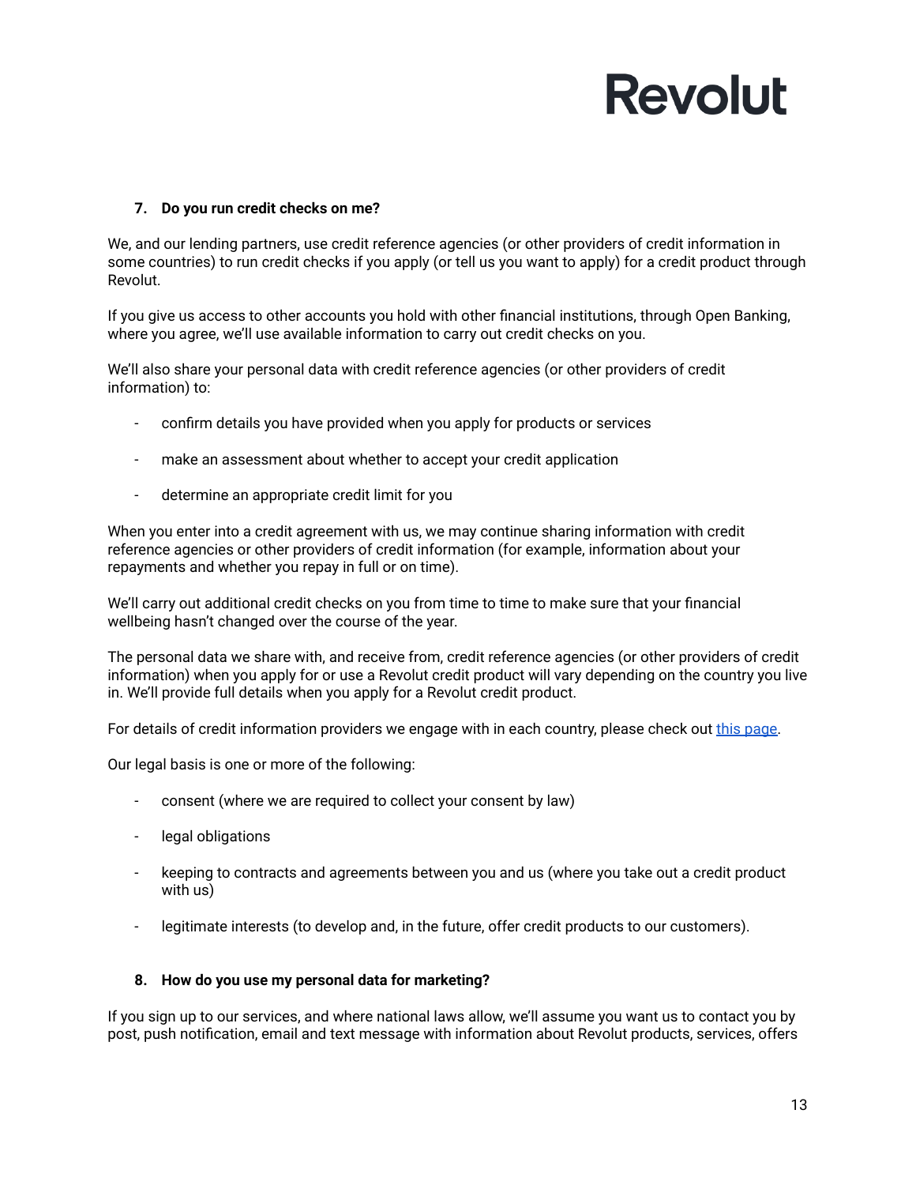### 7. Do you run credit checks on me?

We, and our lending partners, use credit reference agencies (or other providers of credit information in some countries) to run credit checks if you apply (or tell us you want to apply) for a credit product through Revolut.

If you give us access to other accounts you hold with other financial institutions, through Open Banking, where you agree, we'll use available information to carry out credit checks on you.

We'll also share your personal data with credit reference agencies (or other providers of credit information) to:

- confirm details you have provided when you apply for products or services
- make an assessment about whether to accept your credit application
- determine an appropriate credit limit for you

When you enter into a credit agreement with us, we may continue sharing information with credit reference agencies or other providers of credit information (for example, information about your repayments and whether you repay in full or on time).

We'll carry out additional credit checks on you from time to time to make sure that your financial wellbeing hasn't changed over the course of the year.

The personal data we share with, and receive from, credit reference agencies (or other providers of credit information) when you apply for or use a Revolut credit product will vary depending on the country you live in. We'll provide full details when you apply for a Revolut credit product.

For details of credit information providers we engage with in each country, please check out this page.

Our legal basis is one or more of the following:

- consent (where we are required to collect your consent by law)
- legal obligations
- keeping to contracts and agreements between you and us (where you take out a credit product with us)
- legitimate interests (to develop and, in the future, offer credit products to our customers).

### 8. How do you use my personal data for marketing?

If you sign up to our services, and where national laws allow, we'll assume you want us to contact you by post, push notification, email and text message with information about Revolut products, services, offers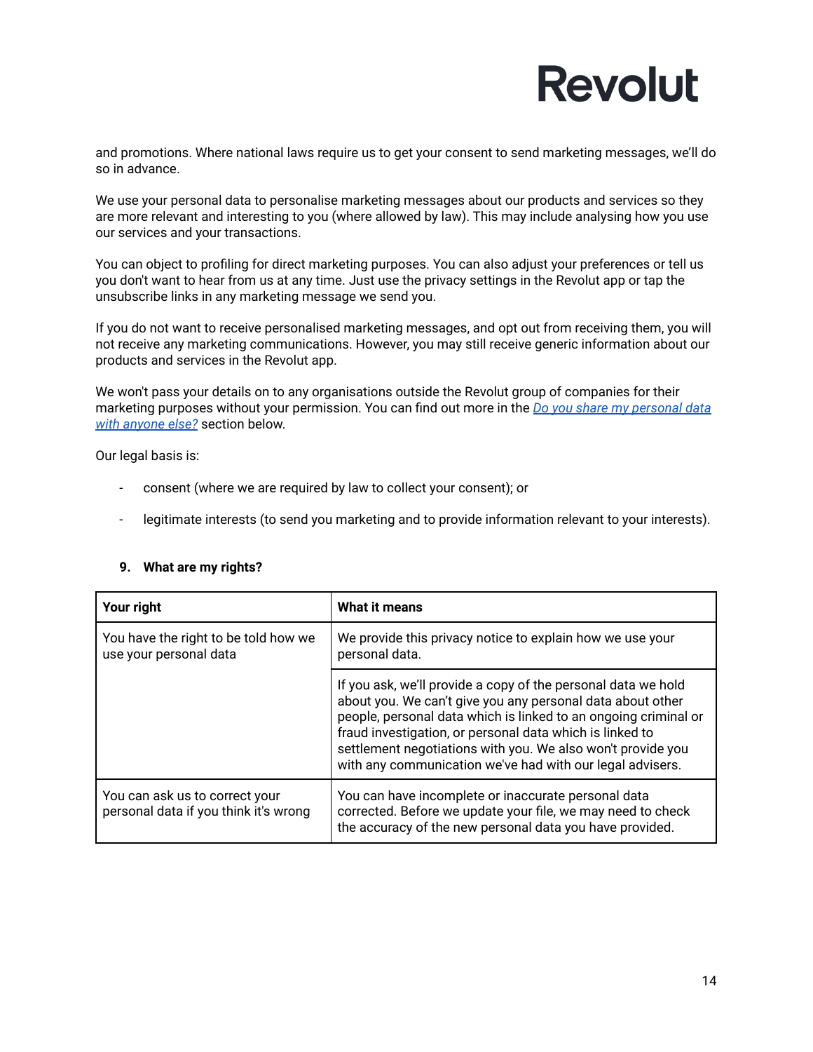and promotions. Where national laws require us to get your consent to send marketing messages, we'll do so in advance.

We use your personal data to personalise marketing messages about our products and services so they are more relevant and interesting to you (where allowed by law). This may include analysing how you use our services and your transactions.

You can object to profiling for direct marketing purposes. You can also adjust your preferences or tell us you don't want to hear from us at any time. Just use the privacy settings in the Revolut app or tap the unsubscribe links in any marketing message we send you.

If you do not want to receive personalised marketing messages, and opt out from receiving them, you will not receive any marketing communications. However, you may still receive generic information about our products and services in the Revolut app.

We won't pass your details on to any organisations outside the Revolut group of companies for their marketing purposes without your permission. You can find out more in the *Do you share my personal data with anyone else?* section below.

Our legal basis is:

- consent (where we are required by law to collect your consent); or
- legitimate interests (to send you marketing and to provide information relevant to your interests).

## 9. What are my rights?

| Your right | What it means |
|---|---|
| You have the right to be told how we use your personal data | We provide this privacy notice to explain how we use your personal data. |
| | If you ask, we'll provide a copy of the personal data we hold about you. We can't give you any personal data about other people, personal data which is linked to an ongoing criminal or fraud investigation, or personal data which is linked to settlement negotiations with you. We also won't provide you with any communication we've had with our legal advisers. |
| You can ask us to correct your personal data if you think it's wrong | You can have incomplete or inaccurate personal data corrected. Before we update your file, we may need to check the accuracy of the new personal data you have provided. |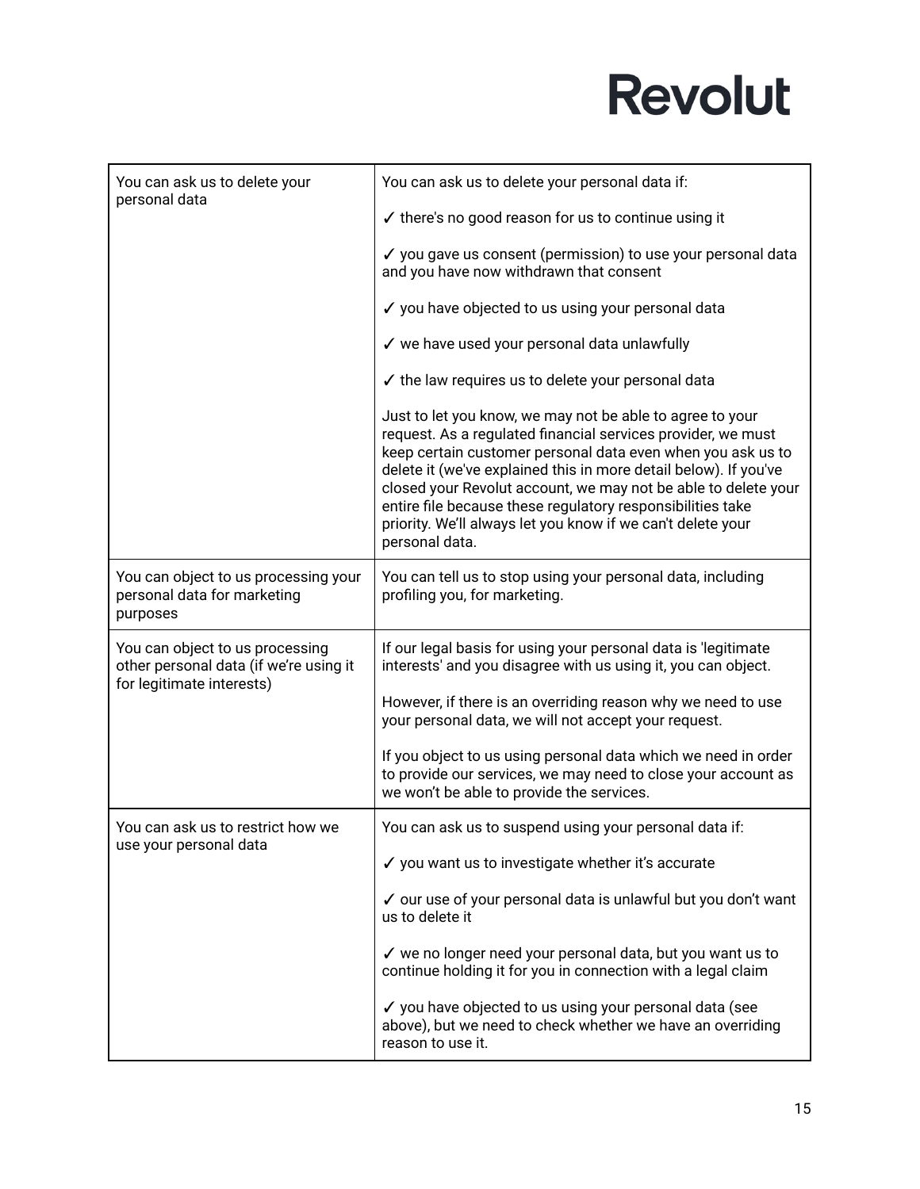| You can ask us to delete your personal data | You can ask us to delete your personal data if:<br><br>✓ there's no good reason for us to continue using it<br><br>✓ you gave us consent (permission) to use your personal data and you have now withdrawn that consent<br><br>✓ you have objected to us using your personal data<br><br>✓ we have used your personal data unlawfully<br><br>✓ the law requires us to delete your personal data<br><br>Just to let you know, we may not be able to agree to your request. As a regulated financial services provider, we must keep certain customer personal data even when you ask us to delete it (we've explained this in more detail below). If you've closed your Revolut account, we may not be able to delete your entire file because these regulatory responsibilities take priority. We'll always let you know if we can't delete your personal data. |
|---|---|
| You can object to us processing your personal data for marketing purposes | You can tell us to stop using your personal data, including profiling you, for marketing. |
| You can object to us processing other personal data (if we're using it for legitimate interests) | If our legal basis for using your personal data is 'legitimate interests' and you disagree with us using it, you can object.<br><br>However, if there is an overriding reason why we need to use your personal data, we will not accept your request.<br><br>If you object to us using personal data which we need in order to provide our services, we may need to close your account as we won't be able to provide the services. |
| You can ask us to restrict how we use your personal data | You can ask us to suspend using your personal data if:<br><br>✓ you want us to investigate whether it's accurate<br><br>✓ our use of your personal data is unlawful but you don't want us to delete it<br><br>✓ we no longer need your personal data, but you want us to continue holding it for you in connection with a legal claim<br><br>✓ you have objected to us using your personal data (see above), but we need to check whether we have an overriding reason to use it. |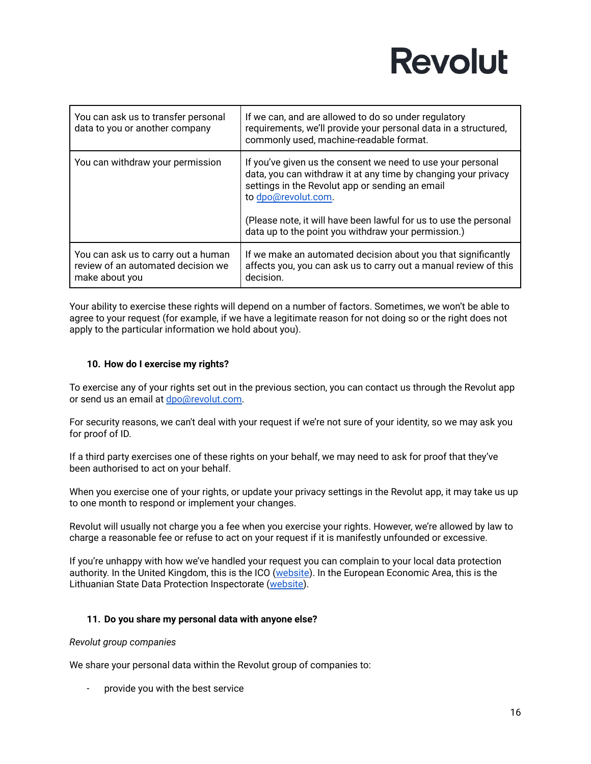| You can ask us to transfer personal data to you or another company | If we can, and are allowed to do so under regulatory requirements, we'll provide your personal data in a structured, commonly used, machine-readable format. |
|---|---|
| You can withdraw your permission | If you've given us the consent we need to use your personal data, you can withdraw it at any time by changing your privacy settings in the Revolut app or sending an email to [dpo@revolut.com](mailto:dpo@revolut.com).<br><br>(Please note, it will have been lawful for us to use the personal data up to the point you withdraw your permission.) |
| You can ask us to carry out a human review of an automated decision we make about you | If we make an automated decision about you that significantly affects you, you can ask us to carry out a manual review of this decision. |

Your ability to exercise these rights will depend on a number of factors. Sometimes, we won't be able to agree to your request (for example, if we have a legitimate reason for not doing so or the right does not apply to the particular information we hold about you).

## 10. How do I exercise my rights?

To exercise any of your rights set out in the previous section, you can contact us through the Revolut app or send us an email at [dpo@revolut.com](mailto:dpo@revolut.com).

For security reasons, we can't deal with your request if we're not sure of your identity, so we may ask you for proof of ID.

If a third party exercises one of these rights on your behalf, we may need to ask for proof that they've been authorised to act on your behalf.

When you exercise one of your rights, or update your privacy settings in the Revolut app, it may take us up to one month to respond or implement your changes.

Revolut will usually not charge you a fee when you exercise your rights. However, we're allowed by law to charge a reasonable fee or refuse to act on your request if it is manifestly unfounded or excessive.

If you're unhappy with how we've handled your request you can complain to your local data protection authority. In the United Kingdom, this is the ICO (website). In the European Economic Area, this is the Lithuanian State Data Protection Inspectorate (website).

## 11. Do you share my personal data with anyone else?

*Revolut group companies*

We share your personal data within the Revolut group of companies to:

- provide you with the best service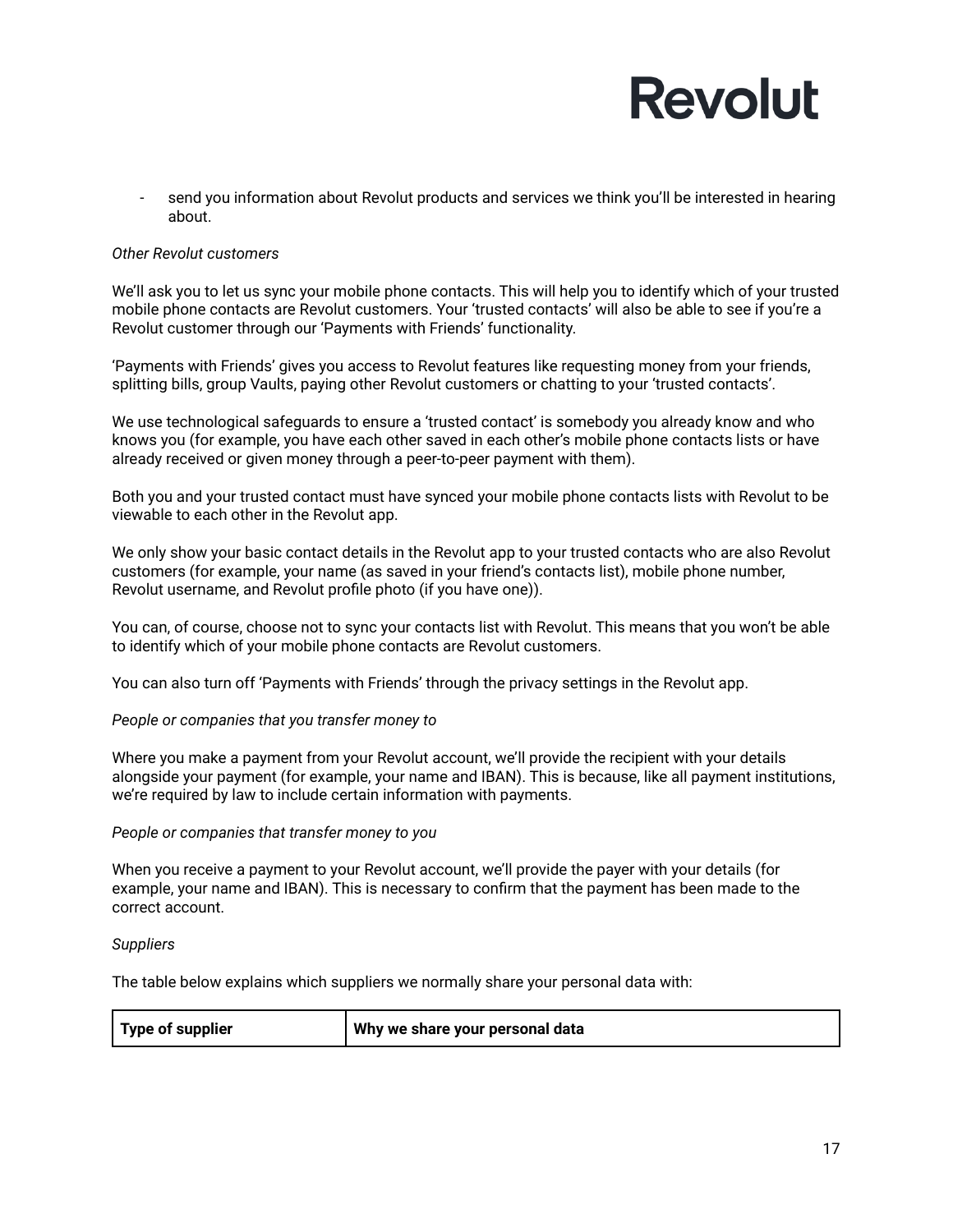- send you information about Revolut products and services we think you'll be interested in hearing about.

*Other Revolut customers*

We'll ask you to let us sync your mobile phone contacts. This will help you to identify which of your trusted mobile phone contacts are Revolut customers. Your 'trusted contacts' will also be able to see if you're a Revolut customer through our 'Payments with Friends' functionality.

'Payments with Friends' gives you access to Revolut features like requesting money from your friends, splitting bills, group Vaults, paying other Revolut customers or chatting to your 'trusted contacts'.

We use technological safeguards to ensure a 'trusted contact' is somebody you already know and who knows you (for example, you have each other saved in each other's mobile phone contacts lists or have already received or given money through a peer-to-peer payment with them).

Both you and your trusted contact must have synced your mobile phone contacts lists with Revolut to be viewable to each other in the Revolut app.

We only show your basic contact details in the Revolut app to your trusted contacts who are also Revolut customers (for example, your name (as saved in your friend's contacts list), mobile phone number, Revolut username, and Revolut profile photo (if you have one)).

You can, of course, choose not to sync your contacts list with Revolut. This means that you won't be able to identify which of your mobile phone contacts are Revolut customers.

You can also turn off 'Payments with Friends' through the privacy settings in the Revolut app.

*People or companies that you transfer money to*

Where you make a payment from your Revolut account, we'll provide the recipient with your details alongside your payment (for example, your name and IBAN). This is because, like all payment institutions, we're required by law to include certain information with payments.

*People or companies that transfer money to you*

When you receive a payment to your Revolut account, we'll provide the payer with your details (for example, your name and IBAN). This is necessary to confirm that the payment has been made to the correct account.

*Suppliers*

The table below explains which suppliers we normally share your personal data with:

| Type of supplier | Why we share your personal data |
| --- | --- |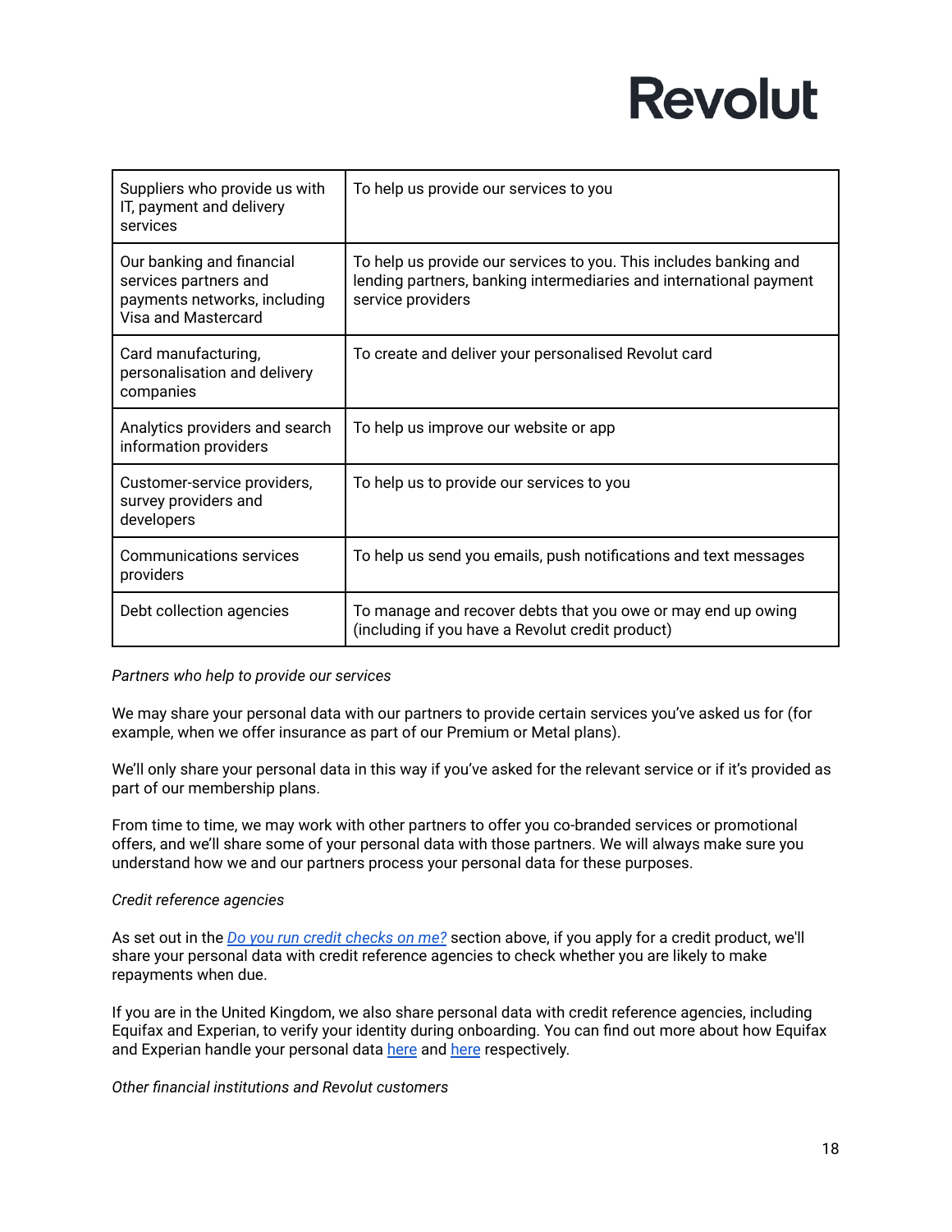| Suppliers who provide us with IT, payment and delivery services | To help us provide our services to you |
|---|---|
| Our banking and financial services partners and payments networks, including Visa and Mastercard | To help us provide our services to you. This includes banking and lending partners, banking intermediaries and international payment service providers |
| Card manufacturing, personalisation and delivery companies | To create and deliver your personalised Revolut card |
| Analytics providers and search information providers | To help us improve our website or app |
| Customer-service providers, survey providers and developers | To help us to provide our services to you |
| Communications services providers | To help us send you emails, push notifications and text messages |
| Debt collection agencies | To manage and recover debts that you owe or may end up owing (including if you have a Revolut credit product) |

*Partners who help to provide our services*

We may share your personal data with our partners to provide certain services you've asked us for (for example, when we offer insurance as part of our Premium or Metal plans).

We'll only share your personal data in this way if you've asked for the relevant service or if it's provided as part of our membership plans.

From time to time, we may work with other partners to offer you co-branded services or promotional offers, and we'll share some of your personal data with those partners. We will always make sure you understand how we and our partners process your personal data for these purposes.

*Credit reference agencies*

As set out in the *Do you run credit checks on me?* section above, if you apply for a credit product, we'll share your personal data with credit reference agencies to check whether you are likely to make repayments when due.

If you are in the United Kingdom, we also share personal data with credit reference agencies, including Equifax and Experian, to verify your identity during onboarding. You can find out more about how Equifax and Experian handle your personal data here and here respectively.

*Other financial institutions and Revolut customers*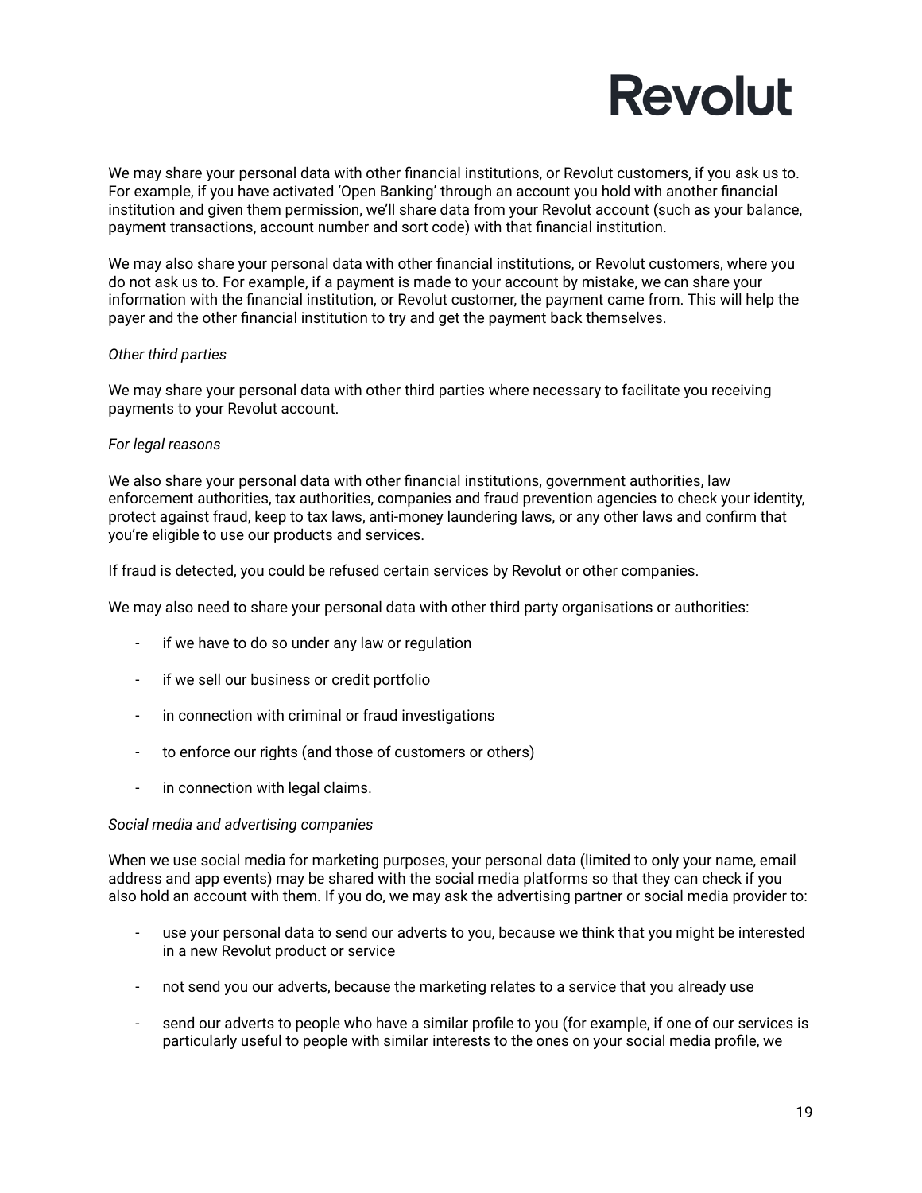We may share your personal data with other financial institutions, or Revolut customers, if you ask us to. For example, if you have activated 'Open Banking' through an account you hold with another financial institution and given them permission, we'll share data from your Revolut account (such as your balance, payment transactions, account number and sort code) with that financial institution.

We may also share your personal data with other financial institutions, or Revolut customers, where you do not ask us to. For example, if a payment is made to your account by mistake, we can share your information with the financial institution, or Revolut customer, the payment came from. This will help the payer and the other financial institution to try and get the payment back themselves.

*Other third parties*

We may share your personal data with other third parties where necessary to facilitate you receiving payments to your Revolut account.

*For legal reasons*

We also share your personal data with other financial institutions, government authorities, law enforcement authorities, tax authorities, companies and fraud prevention agencies to check your identity, protect against fraud, keep to tax laws, anti-money laundering laws, or any other laws and confirm that you're eligible to use our products and services.

If fraud is detected, you could be refused certain services by Revolut or other companies.

We may also need to share your personal data with other third party organisations or authorities:

- if we have to do so under any law or regulation
- if we sell our business or credit portfolio
- in connection with criminal or fraud investigations
- to enforce our rights (and those of customers or others)
- in connection with legal claims.

*Social media and advertising companies*

When we use social media for marketing purposes, your personal data (limited to only your name, email address and app events) may be shared with the social media platforms so that they can check if you also hold an account with them. If you do, we may ask the advertising partner or social media provider to:

- use your personal data to send our adverts to you, because we think that you might be interested in a new Revolut product or service
- not send you our adverts, because the marketing relates to a service that you already use
- send our adverts to people who have a similar profile to you (for example, if one of our services is particularly useful to people with similar interests to the ones on your social media profile, we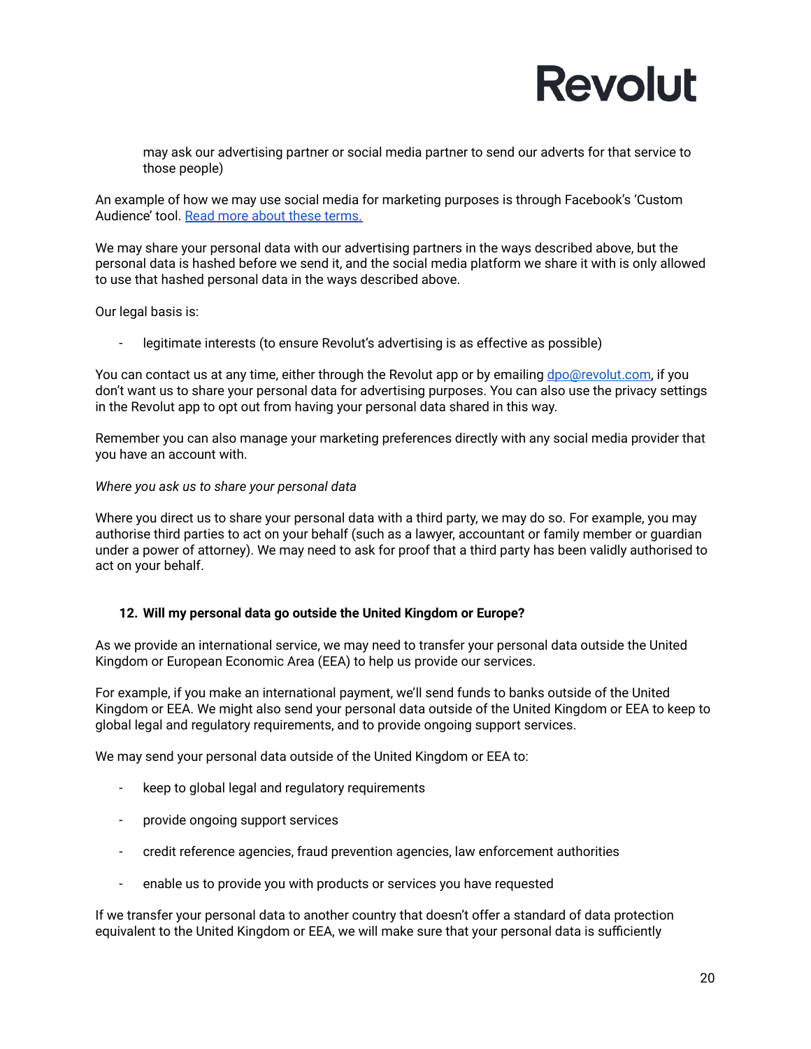may ask our advertising partner or social media partner to send our adverts for that service to those people)

An example of how we may use social media for marketing purposes is through Facebook's 'Custom Audience' tool. [Read more about these terms.]()

We may share your personal data with our advertising partners in the ways described above, but the personal data is hashed before we send it, and the social media platform we share it with is only allowed to use that hashed personal data in the ways described above.

Our legal basis is:

- legitimate interests (to ensure Revolut's advertising is as effective as possible)

You can contact us at any time, either through the Revolut app or by emailing [dpo@revolut.com](mailto:dpo@revolut.com), if you don't want us to share your personal data for advertising purposes. You can also use the privacy settings in the Revolut app to opt out from having your personal data shared in this way.

Remember you can also manage your marketing preferences directly with any social media provider that you have an account with.

*Where you ask us to share your personal data*

Where you direct us to share your personal data with a third party, we may do so. For example, you may authorise third parties to act on your behalf (such as a lawyer, accountant or family member or guardian under a power of attorney). We may need to ask for proof that a third party has been validly authorised to act on your behalf.

### 12. Will my personal data go outside the United Kingdom or Europe?

As we provide an international service, we may need to transfer your personal data outside the United Kingdom or European Economic Area (EEA) to help us provide our services.

For example, if you make an international payment, we'll send funds to banks outside of the United Kingdom or EEA. We might also send your personal data outside of the United Kingdom or EEA to keep to global legal and regulatory requirements, and to provide ongoing support services.

We may send your personal data outside of the United Kingdom or EEA to:

- keep to global legal and regulatory requirements
- provide ongoing support services
- credit reference agencies, fraud prevention agencies, law enforcement authorities
- enable us to provide you with products or services you have requested

If we transfer your personal data to another country that doesn't offer a standard of data protection equivalent to the United Kingdom or EEA, we will make sure that your personal data is sufficiently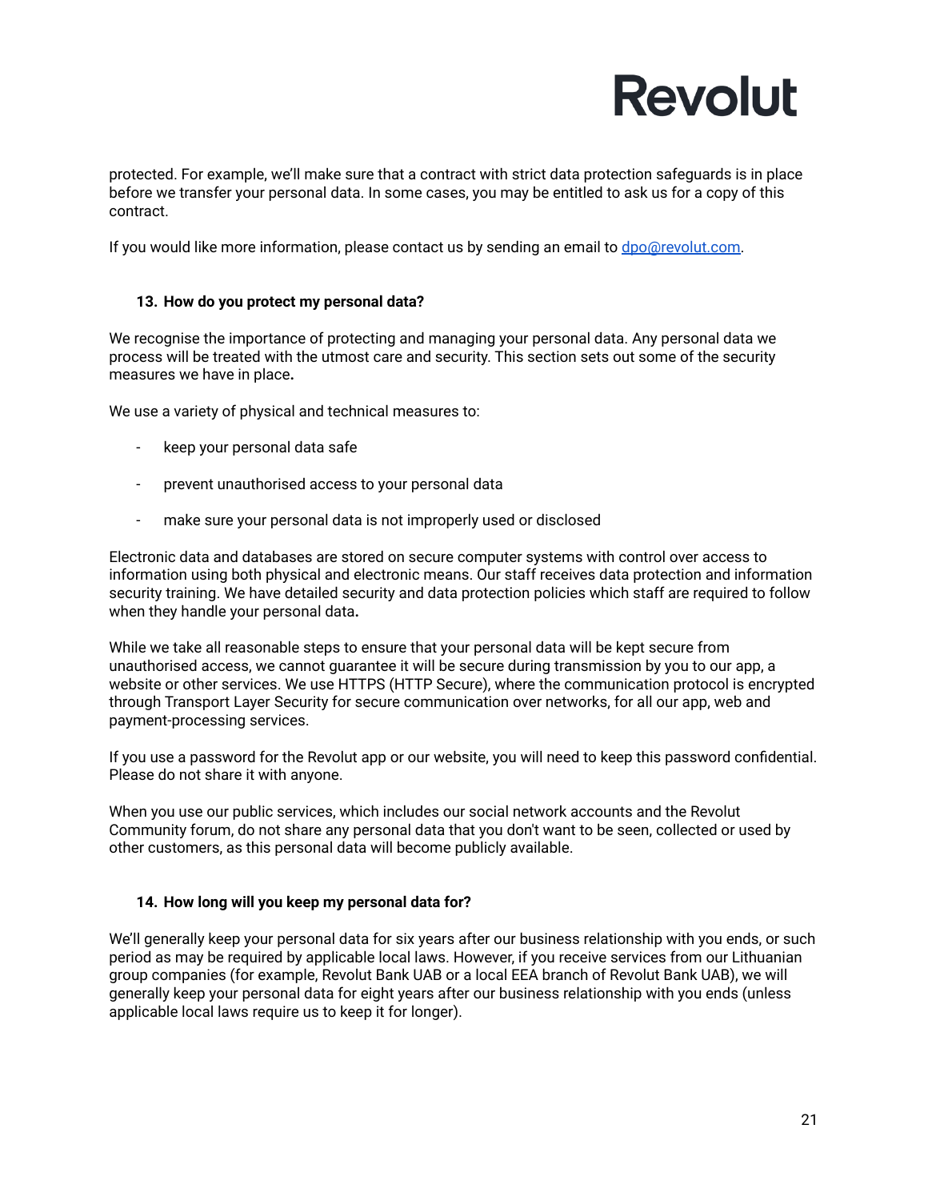protected. For example, we'll make sure that a contract with strict data protection safeguards is in place before we transfer your personal data. In some cases, you may be entitled to ask us for a copy of this contract.

If you would like more information, please contact us by sending an email to [dpo@revolut.com](mailto:dpo@revolut.com).

## 13. How do you protect my personal data?

We recognise the importance of protecting and managing your personal data. Any personal data we process will be treated with the utmost care and security. This section sets out some of the security measures we have in place**.**

We use a variety of physical and technical measures to:

- keep your personal data safe
- prevent unauthorised access to your personal data
- make sure your personal data is not improperly used or disclosed

Electronic data and databases are stored on secure computer systems with control over access to information using both physical and electronic means. Our staff receives data protection and information security training. We have detailed security and data protection policies which staff are required to follow when they handle your personal data**.**

While we take all reasonable steps to ensure that your personal data will be kept secure from unauthorised access, we cannot guarantee it will be secure during transmission by you to our app, a website or other services. We use HTTPS (HTTP Secure), where the communication protocol is encrypted through Transport Layer Security for secure communication over networks, for all our app, web and payment-processing services.

If you use a password for the Revolut app or our website, you will need to keep this password confidential. Please do not share it with anyone.

When you use our public services, which includes our social network accounts and the Revolut Community forum, do not share any personal data that you don't want to be seen, collected or used by other customers, as this personal data will become publicly available.

## 14. How long will you keep my personal data for?

We'll generally keep your personal data for six years after our business relationship with you ends, or such period as may be required by applicable local laws. However, if you receive services from our Lithuanian group companies (for example, Revolut Bank UAB or a local EEA branch of Revolut Bank UAB), we will generally keep your personal data for eight years after our business relationship with you ends (unless applicable local laws require us to keep it for longer).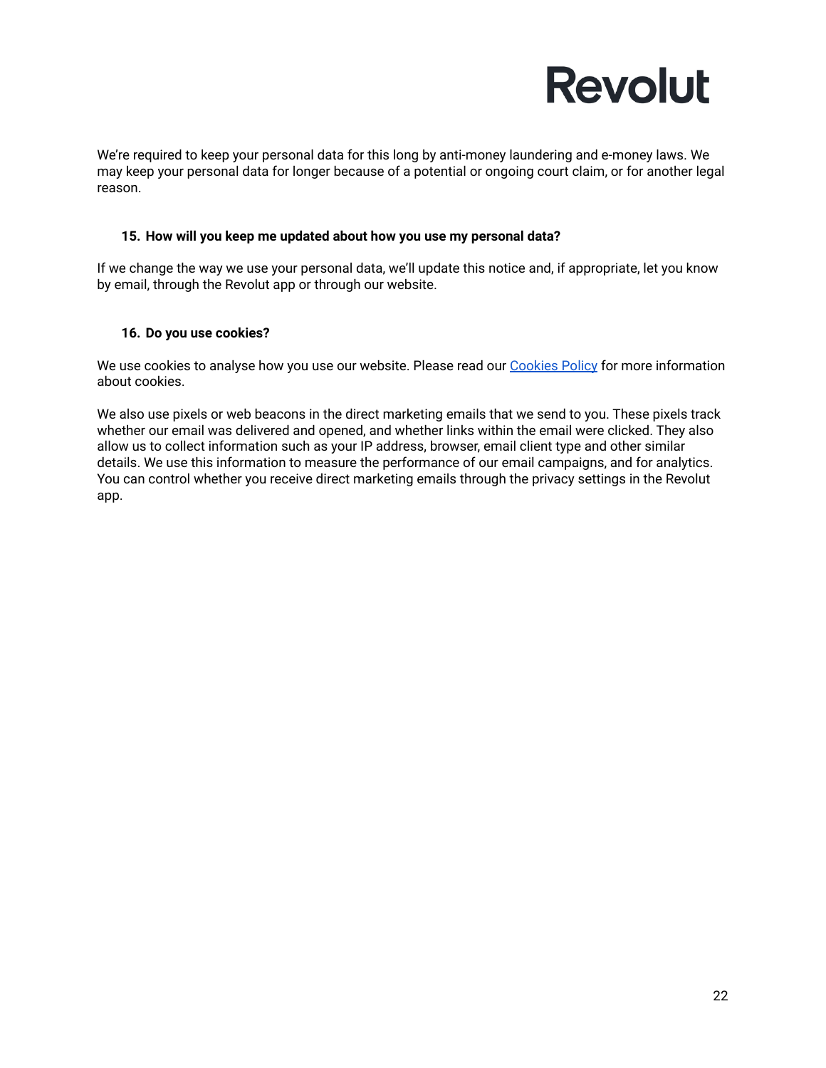We’re required to keep your personal data for this long by anti-money laundering and e-money laws. We may keep your personal data for longer because of a potential or ongoing court claim, or for another legal reason.

### 15. How will you keep me updated about how you use my personal data?

If we change the way we use your personal data, we’ll update this notice and, if appropriate, let you know by email, through the Revolut app or through our website.

### 16. Do you use cookies?

We use cookies to analyse how you use our website. Please read our [Cookies Policy] for more information about cookies.

We also use pixels or web beacons in the direct marketing emails that we send to you. These pixels track whether our email was delivered and opened, and whether links within the email were clicked. They also allow us to collect information such as your IP address, browser, email client type and other similar details. We use this information to measure the performance of our email campaigns, and for analytics. You can control whether you receive direct marketing emails through the privacy settings in the Revolut app.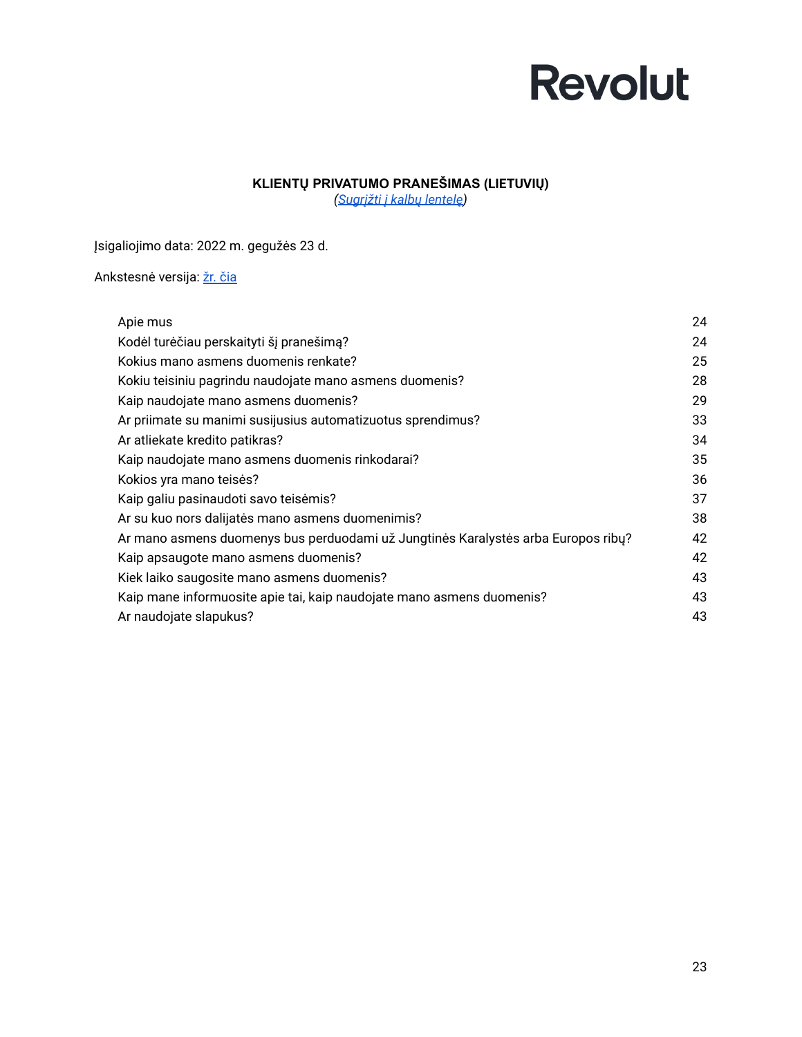Revolut

**KLIENTŲ PRIVATUMO PRANEŠIMAS (LIETUVIŲ)**

*(Sugrįžti į kalbų lentelę)*

Įsigaliojimo data: 2022 m. gegužės 23 d.

Ankstesnė versija: žr. čia

| | |
|---|---|
| Apie mus | 24 |
| Kodėl turėčiau perskaityti šį pranešimą? | 24 |
| Kokius mano asmens duomenis renkate? | 25 |
| Kokiu teisiniu pagrindu naudojate mano asmens duomenis? | 28 |
| Kaip naudojate mano asmens duomenis? | 29 |
| Ar priimate su manimi susijusius automatizuotus sprendimus? | 33 |
| Ar atliekate kredito patikras? | 34 |
| Kaip naudojate mano asmens duomenis rinkodarai? | 35 |
| Kokios yra mano teisės? | 36 |
| Kaip galiu pasinaudoti savo teisėmis? | 37 |
| Ar su kuo nors dalijatės mano asmens duomenimis? | 38 |
| Ar mano asmens duomenys bus perduodami už Jungtinės Karalystės arba Europos ribų? | 42 |
| Kaip apsaugote mano asmens duomenis? | 42 |
| Kiek laiko saugosite mano asmens duomenis? | 43 |
| Kaip mane informuosite apie tai, kaip naudojate mano asmens duomenis? | 43 |
| Ar naudojate slapukus? | 43 |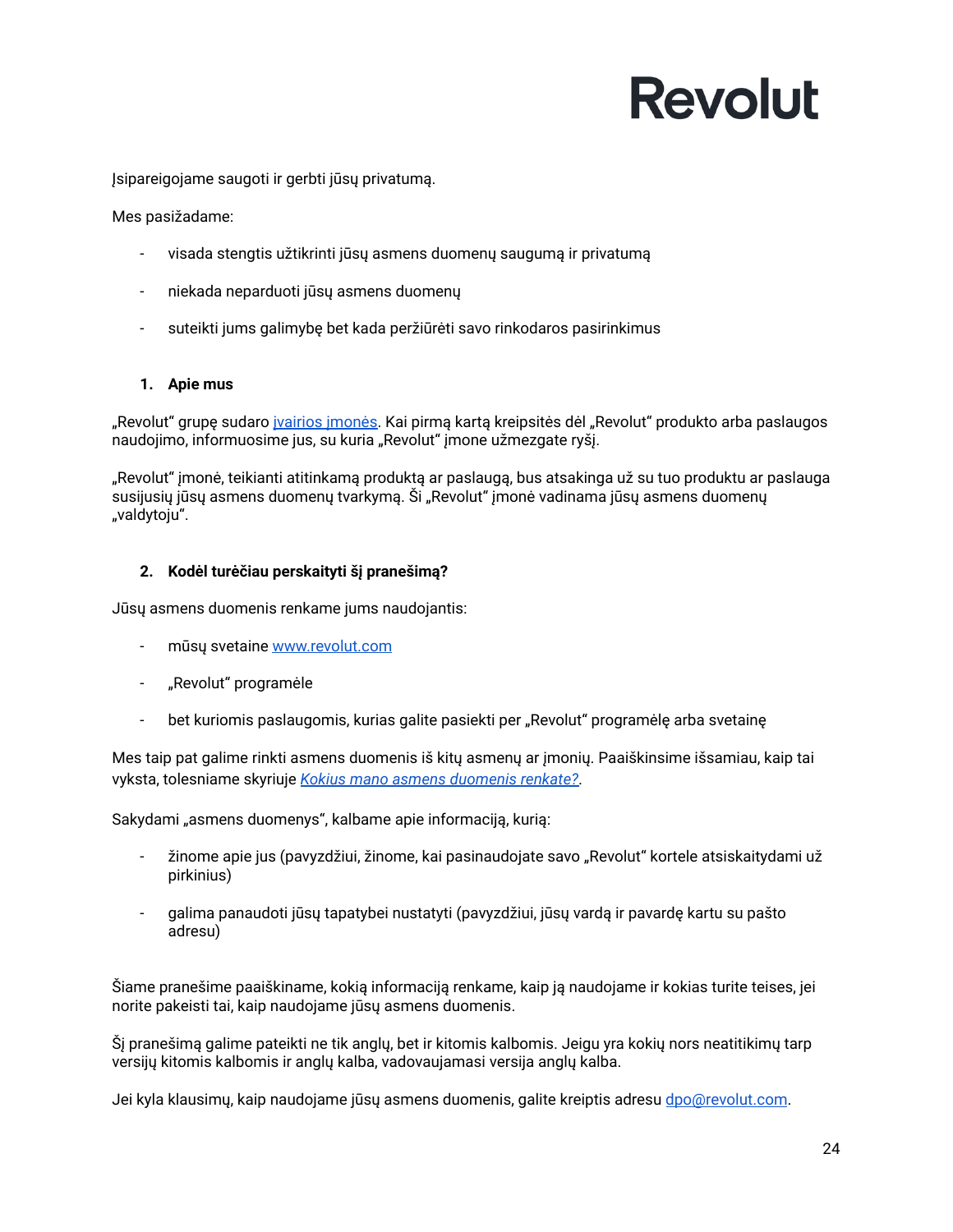Revolut

Įsipareigojame saugoti ir gerbti jūsų privatumą.

Mes pasižadame:

- visada stengtis užtikrinti jūsų asmens duomenų saugumą ir privatumą
- niekada neparduoti jūsų asmens duomenų
- suteikti jums galimybę bet kada peržiūrėti savo rinkodaros pasirinkimus

## 1. Apie mus

„Revolut“ grupę sudaro [įvairios įmonės](). Kai pirmą kartą kreipsitės dėl „Revolut“ produkto arba paslaugos naudojimo, informuosime jus, su kuria „Revolut“ įmone užmezgate ryšį.

„Revolut“ įmonė, teikianti atitinkamą produktą ar paslaugą, bus atsakinga už su tuo produktu ar paslauga susijusių jūsų asmens duomenų tvarkymą. Ši „Revolut“ įmonė vadinama jūsų asmens duomenų „valdytoju“.

## 2. Kodėl turėčiau perskaityti šį pranešimą?

Jūsų asmens duomenis renkame jums naudojantis:

- mūsų svetaine [www.revolut.com]()
- „Revolut“ programėle
- bet kuriomis paslaugomis, kurias galite pasiekti per „Revolut“ programėlę arba svetainę

Mes taip pat galime rinkti asmens duomenis iš kitų asmenų ar įmonių. Paaiškinsime išsamiau, kaip tai vyksta, tolesniame skyriuje *Kokius mano asmens duomenis renkate?*.

Sakydami „asmens duomenys“, kalbame apie informaciją, kurią:

- žinome apie jus (pavyzdžiui, žinome, kai pasinaudojate savo „Revolut“ kortele atsiskaitydami už pirkinius)
- galima panaudoti jūsų tapatybei nustatyti (pavyzdžiui, jūsų vardą ir pavardę kartu su pašto adresu)

Šiame pranešime paaiškiname, kokią informaciją renkame, kaip ją naudojame ir kokias turite teises, jei norite pakeisti tai, kaip naudojame jūsų asmens duomenis.

Šį pranešimą galime pateikti ne tik anglų, bet ir kitomis kalbomis. Jeigu yra kokių nors neatitikimų tarp versijų kitomis kalbomis ir anglų kalba, vadovaujamasi versija anglų kalba.

Jei kyla klausimų, kaip naudojame jūsų asmens duomenis, galite kreiptis adresu dpo@revolut.com.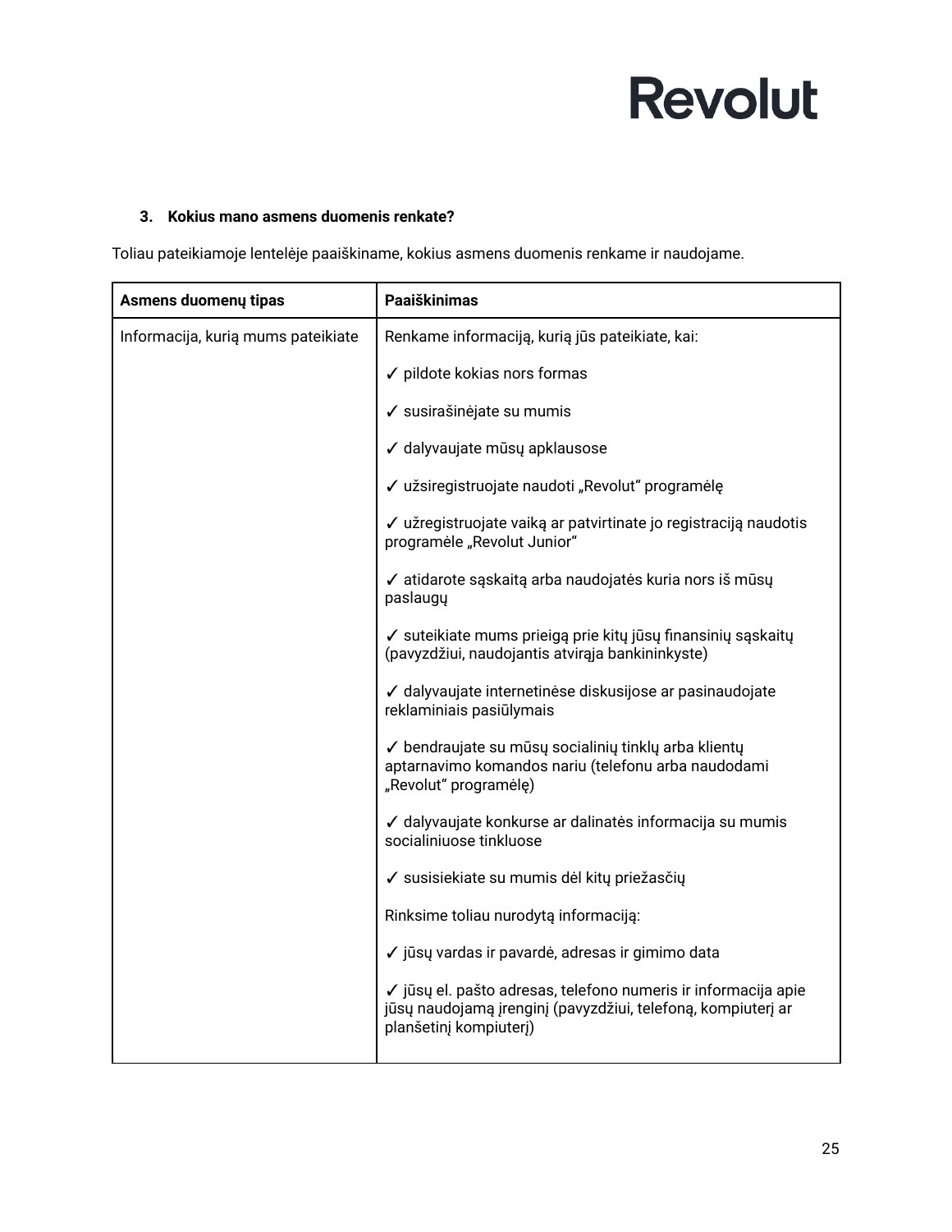### 3. Kokius mano asmens duomenis renkate?

Toliau pateikiamoje lentelėje paaiškiname, kokius asmens duomenis renkame ir naudojame.

| Asmens duomenų tipas | Paaiškinimas |
|---|---|
| Informacija, kurią mums pateikiate | Renkame informaciją, kurią jūs pateikiate, kai:<br><br>✓ pildote kokias nors formas<br><br>✓ susirašinėjate su mumis<br><br>✓ dalyvaujate mūsų apklausose<br><br>✓ užsiregistruojate naudoti „Revolut“ programėlę<br><br>✓ užregistruojate vaiką ar patvirtinate jo registraciją naudotis programėle „Revolut Junior“<br><br>✓ atidarote sąskaitą arba naudojatės kuria nors iš mūsų paslaugų<br><br>✓ suteikiate mums prieigą prie kitų jūsų finansinių sąskaitų (pavyzdžiui, naudojantis atvirąja bankininkyste)<br><br>✓ dalyvaujate internetinėse diskusijose ar pasinaudojate reklaminiais pasiūlymais<br><br>✓ bendraujate su mūsų socialinių tinklų arba klientų aptarnavimo komandos nariu (telefonu arba naudodami „Revolut“ programėlę)<br><br>✓ dalyvaujate konkurse ar dalinatės informacija su mumis socialiniuose tinkluose<br><br>✓ susisiekiate su mumis dėl kitų priežasčių<br><br>Rinksime toliau nurodytą informaciją:<br><br>✓ jūsų vardas ir pavardė, adresas ir gimimo data<br><br>✓ jūsų el. pašto adresas, telefono numeris ir informacija apie jūsų naudojamą įrenginį (pavyzdžiui, telefoną, kompiuterį ar planšetinį kompiuterį) |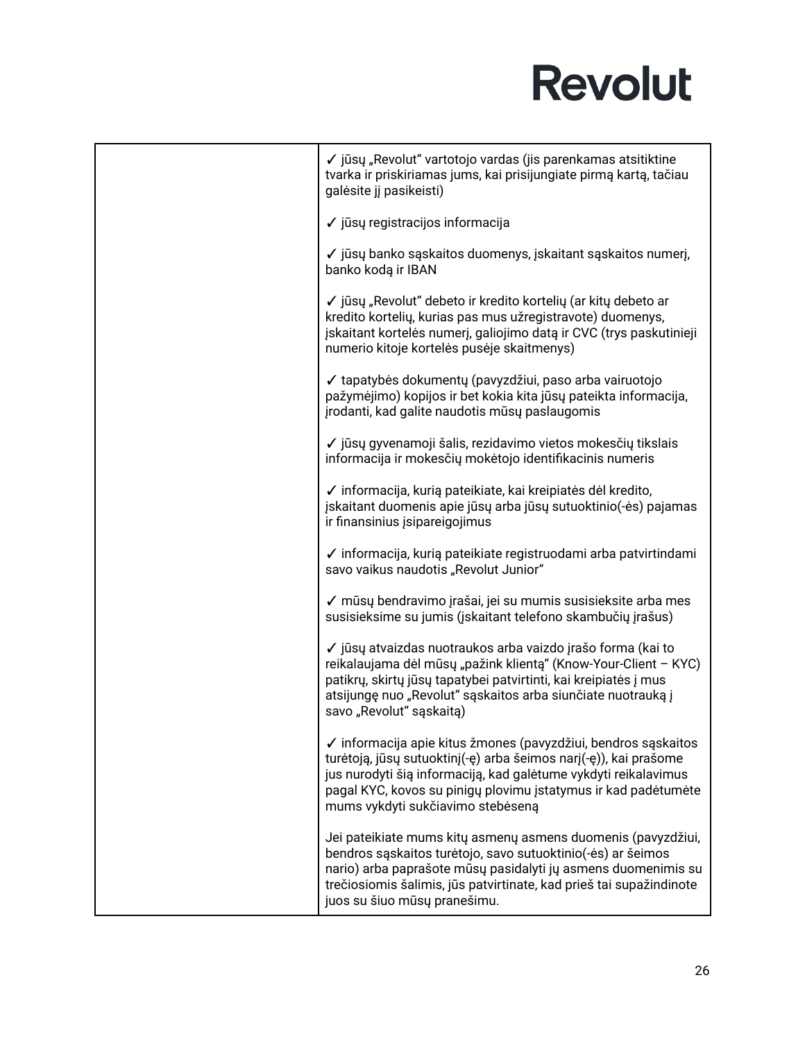| | |
|---|---|
| | ✓ jūsų „Revolut“ vartotojo vardas (jis parenkamas atsitiktine tvarka ir priskiriamas jums, kai prisijungiate pirmą kartą, tačiau galėsite jį pasikeisti)<br><br>✓ jūsų registracijos informacija<br><br>✓ jūsų banko sąskaitos duomenys, įskaitant sąskaitos numerį, banko kodą ir IBAN<br><br>✓ jūsų „Revolut“ debeto ir kredito kortelių (ar kitų debeto ar kredito kortelių, kurias pas mus užregistravote) duomenys, įskaitant kortelės numerį, galiojimo datą ir CVC (trys paskutinieji numerio kitoje kortelės pusėje skaitmenys)<br><br>✓ tapatybės dokumentų (pavyzdžiui, paso arba vairuotojo pažymėjimo) kopijos ir bet kokia kita jūsų pateikta informacija, įrodanti, kad galite naudotis mūsų paslaugomis<br><br>✓ jūsų gyvenamoji šalis, rezidavimo vietos mokesčių tikslais informacija ir mokesčių mokėtojo identifikacinis numeris<br><br>✓ informacija, kurią pateikiate, kai kreipiatės dėl kredito, įskaitant duomenis apie jūsų arba jūsų sutuoktinio(-ės) pajamas ir finansinius įsipareigojimus<br><br>✓ informacija, kurią pateikiate registruodami arba patvirtindami savo vaikus naudotis „Revolut Junior“<br><br>✓ mūsų bendravimo įrašai, jei su mumis susisieksite arba mes susisieksime su jumis (įskaitant telefono skambučių įrašus)<br><br>✓ jūsų atvaizdas nuotraukos arba vaizdo įrašo forma (kai to reikalaujama dėl mūsų „pažink klientą“ (Know-Your-Client – KYC) patikrų, skirtų jūsų tapatybei patvirtinti, kai kreipiatės į mus atsijungę nuo „Revolut“ sąskaitos arba siunčiate nuotrauką į savo „Revolut“ sąskaitą)<br><br>✓ informacija apie kitus žmones (pavyzdžiui, bendros sąskaitos turėtoją, jūsų sutuoktinį(-ę) arba šeimos narį(-ę)), kai prašome jus nurodyti šią informaciją, kad galėtume vykdyti reikalavimus pagal KYC, kovos su pinigų plovimu įstatymus ir kad padėtumėte mums vykdyti sukčiavimo stebėseną<br><br>Jei pateikiate mums kitų asmenų asmens duomenis (pavyzdžiui, bendros sąskaitos turėtojo, savo sutuoktinio(-ės) ar šeimos nario) arba paprašote mūsų pasidalyti jų asmens duomenimis su trečiosiomis šalimis, jūs patvirtinate, kad prieš tai supažindinote juos su šiuo mūsų pranešimu. |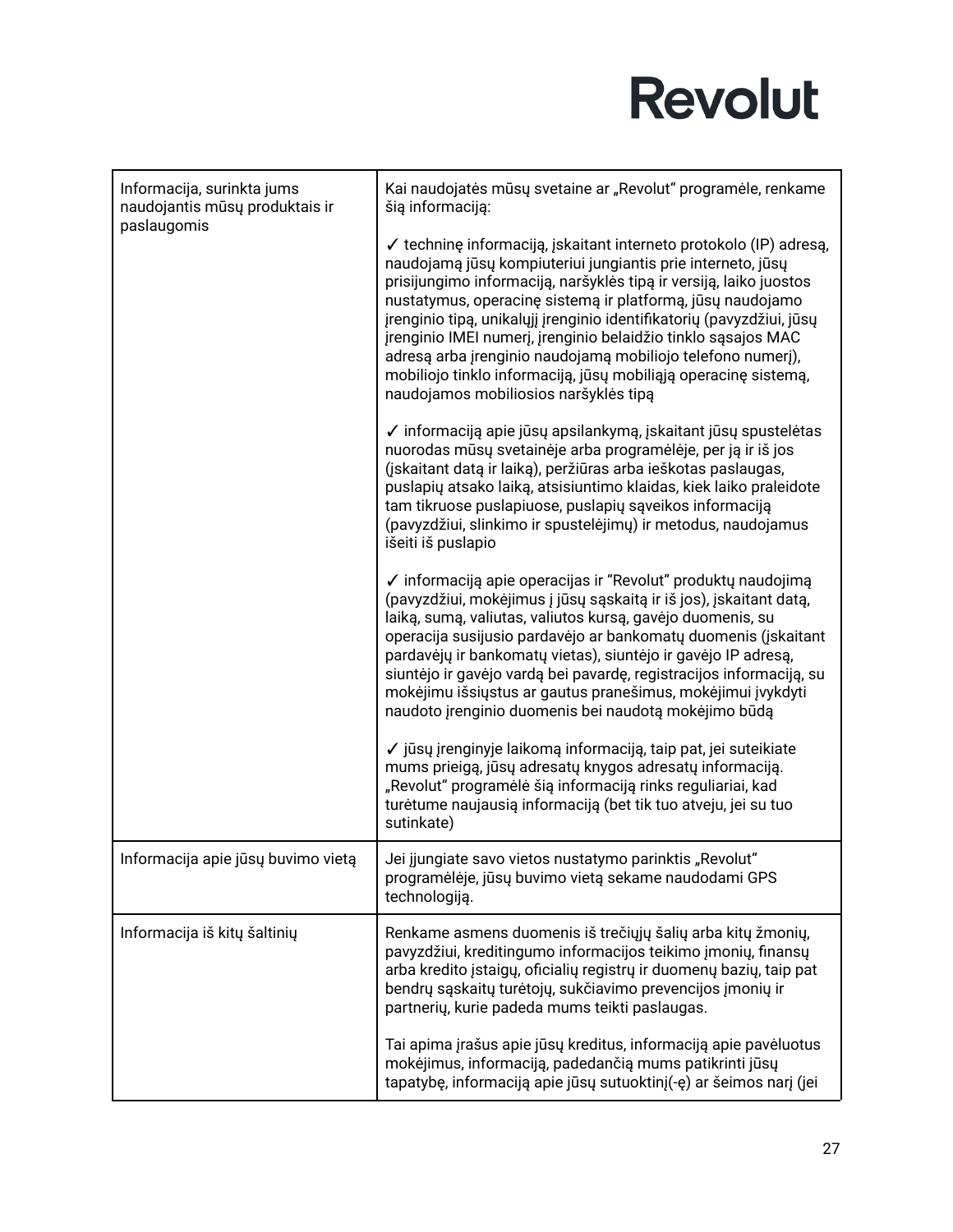| | |
|---|---|
| Informacija, surinkta jums naudojantis mūsų produktais ir paslaugomis | Kai naudojatės mūsų svetaine ar „Revolut“ programėle, renkame šią informaciją:<br><br>✓ techninę informaciją, įskaitant interneto protokolo (IP) adresą, naudojamą jūsų kompiuteriui jungiantis prie interneto, jūsų prisijungimo informaciją, naršyklės tipą ir versiją, laiko juostos nustatymus, operacinę sistemą ir platformą, jūsų naudojamo įrenginio tipą, unikalųjį įrenginio identifikatorių (pavyzdžiui, jūsų įrenginio IMEI numerį, įrenginio belaidžio tinklo sąsajos MAC adresą arba įrenginio naudojamą mobiliojo telefono numerį), mobiliojo tinklo informaciją, jūsų mobiliąją operacinę sistemą, naudojamos mobiliosios naršyklės tipą<br><br>✓ informaciją apie jūsų apsilankymą, įskaitant jūsų spustelėtas nuorodas mūsų svetainėje arba programėlėje, per ją ir iš jos (įskaitant datą ir laiką), peržiūras arba ieškotas paslaugas, puslapių atsako laiką, atsisiuntimo klaidas, kiek laiko praleidote tam tikruose puslapiuose, puslapių sąveikos informaciją (pavyzdžiui, slinkimo ir spustelėjimų) ir metodus, naudojamus išeiti iš puslapio<br><br>✓ informaciją apie operacijas ir “Revolut” produktų naudojimą (pavyzdžiui, mokėjimus į jūsų sąskaitą ir iš jos), įskaitant datą, laiką, sumą, valiutas, valiutos kursą, gavėjo duomenis, su operacija susijusio pardavėjo ar bankomatų duomenis (įskaitant pardavėjų ir bankomatų vietas), siuntėjo ir gavėjo IP adresą, siuntėjo ir gavėjo vardą bei pavardę, registracijos informaciją, su mokėjimu išsiųstus ar gautus pranešimus, mokėjimui įvykdyti naudoto įrenginio duomenis bei naudotą mokėjimo būdą<br><br>✓ jūsų įrenginyje laikomą informaciją, taip pat, jei suteikiate mums prieigą, jūsų adresatų knygos adresatų informaciją. „Revolut“ programėlė šią informaciją rinks reguliariai, kad turėtume naujausią informaciją (bet tik tuo atveju, jei su tuo sutinkate) |
| Informacija apie jūsų buvimo vietą | Jei įjungiate savo vietos nustatymo parinktis „Revolut“ programėlėje, jūsų buvimo vietą sekame naudodami GPS technologiją. |
| Informacija iš kitų šaltinių | Renkame asmens duomenis iš trečiųjų šalių arba kitų žmonių, pavyzdžiui, kreditingumo informacijos teikimo įmonių, finansų arba kredito įstaigų, oficialių registrų ir duomenų bazių, taip pat bendrų sąskaitų turėtojų, sukčiavimo prevencijos įmonių ir partnerių, kurie padeda mums teikti paslaugas.<br><br>Tai apima įrašus apie jūsų kreditus, informaciją apie pavėluotus mokėjimus, informaciją, padedančią mums patikrinti jūsų tapatybę, informaciją apie jūsų sutuoktinį(-ę) ar šeimos narį (jei |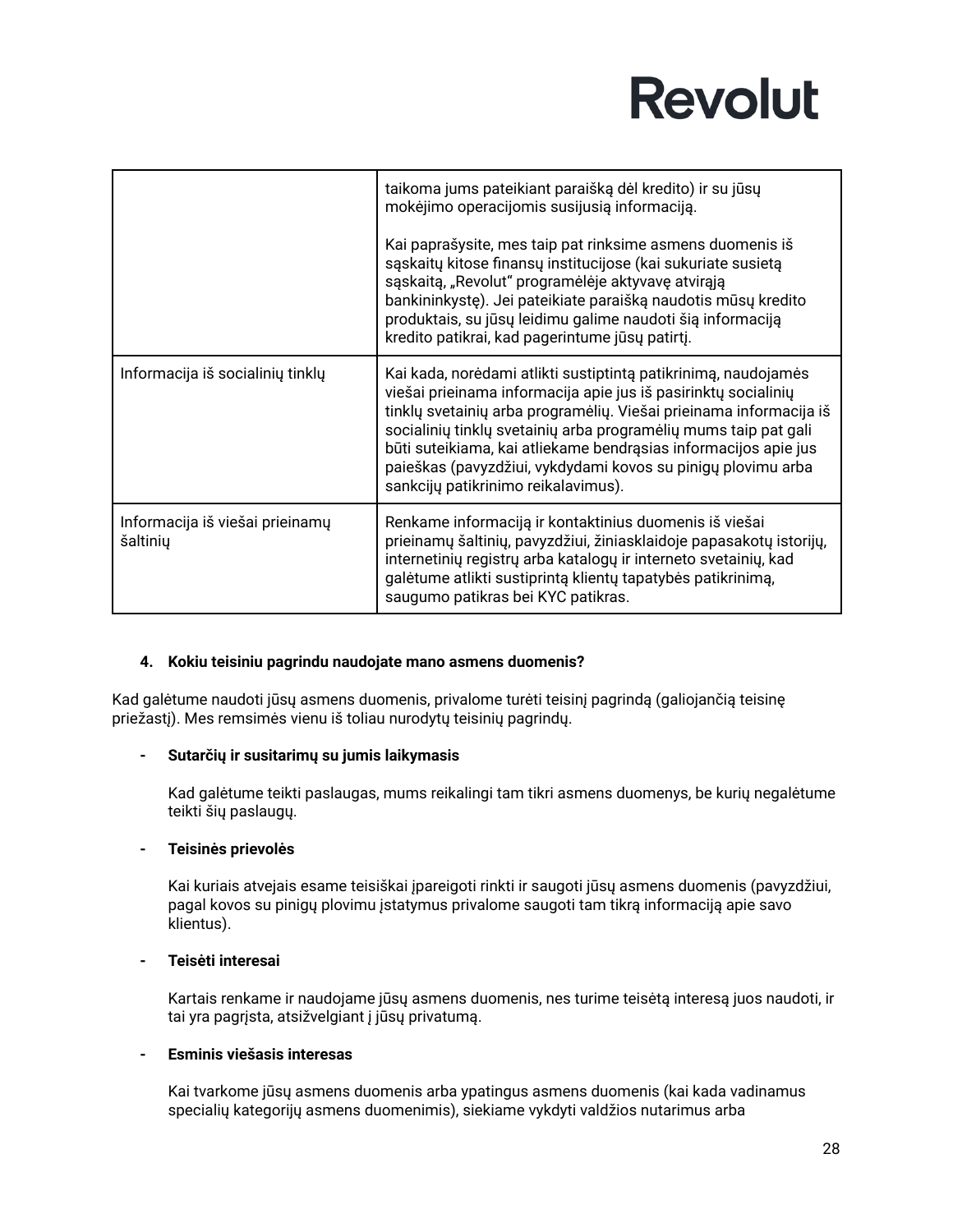| | |
|---|---|
| | taikoma jums pateikiant paraišką dėl kredito) ir su jūsų mokėjimo operacijomis susijusią informaciją.<br><br>Kai paprašysite, mes taip pat rinksime asmens duomenis iš sąskaitų kitose finansų institucijose (kai sukuriate susietą sąskaitą, „Revolut“ programėlėje aktyvavę atvirąją bankininkystę). Jei pateikiate paraišką naudotis mūsų kredito produktais, su jūsų leidimu galime naudoti šią informaciją kredito patikrai, kad pagerintume jūsų patirtį. |
| Informacija iš socialinių tinklų | Kai kada, norėdami atlikti sustiptintą patikrinimą, naudojamės viešai prieinama informacija apie jus iš pasirinktų socialinių tinklų svetainių arba programėlių. Viešai prieinama informacija iš socialinių tinklų svetainių arba programėlių mums taip pat gali būti suteikiama, kai atliekame bendrąsias informacijos apie jus paieškas (pavyzdžiui, vykdydami kovos su pinigų plovimu arba sankcijų patikrinimo reikalavimus). |
| Informacija iš viešai prieinamų šaltinių | Renkame informaciją ir kontaktinius duomenis iš viešai prieinamų šaltinių, pavyzdžiui, žiniasklaidoje papasakotų istorijų, internetinių registrų arba katalogų ir interneto svetainių, kad galėtume atlikti sustiprintą klientų tapatybės patikrinimą, saugumo patikras bei KYC patikras. |

**4. Kokiu teisiniu pagrindu naudojate mano asmens duomenis?**

Kad galėtume naudoti jūsų asmens duomenis, privalome turėti teisinį pagrindą (galiojančią teisinę priežastį). Mes remsimės vienu iš toliau nurodytų teisinių pagrindų.

- **Sutarčių ir susitarimų su jumis laikymasis**

  Kad galėtume teikti paslaugas, mums reikalingi tam tikri asmens duomenys, be kurių negalėtume teikti šių paslaugų.

- **Teisinės prievolės**

  Kai kuriais atvejais esame teisiškai įpareigoti rinkti ir saugoti jūsų asmens duomenis (pavyzdžiui, pagal kovos su pinigų plovimu įstatymus privalome saugoti tam tikrą informaciją apie savo klientus).

- **Teisėti interesai**

  Kartais renkame ir naudojame jūsų asmens duomenis, nes turime teisėtą interesą juos naudoti, ir tai yra pagrįsta, atsižvelgiant į jūsų privatumą.

- **Esminis viešasis interesas**

  Kai tvarkome jūsų asmens duomenis arba ypatingus asmens duomenis (kai kada vadinamus specialių kategorijų asmens duomenimis), siekiame vykdyti valdžios nutarimus arba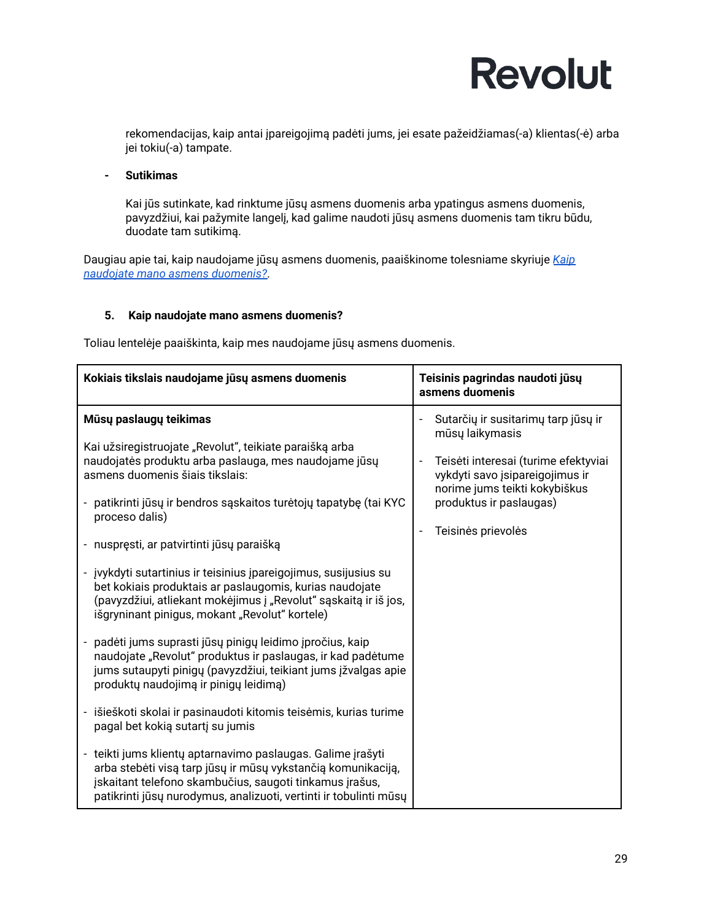rekomendacijas, kaip antai įpareigojimą padėti jums, jei esate pažeidžiamas(-a) klientas(-ė) arba jei tokiu(-a) tampate.

- **Sutikimas**

  Kai jūs sutinkate, kad rinktume jūsų asmens duomenis arba ypatingus asmens duomenis, pavyzdžiui, kai pažymite langelį, kad galime naudoti jūsų asmens duomenis tam tikru būdu, duodate tam sutikimą.

Daugiau apie tai, kaip naudojame jūsų asmens duomenis, paaiškinome tolesniame skyriuje [*Kaip naudojate mano asmens duomenis?*](#).

## 5. Kaip naudojate mano asmens duomenis?

Toliau lentelėje paaiškinta, kaip mes naudojame jūsų asmens duomenis.

| Kokiais tikslais naudojame jūsų asmens duomenis | Teisinis pagrindas naudoti jūsų asmens duomenis |
|---|---|
| **Mūsų paslaugų teikimas**<br><br>Kai užsiregistruojate „Revolut“, teikiate paraišką arba naudojatės produktu arba paslauga, mes naudojame jūsų asmens duomenis šiais tikslais:<br><br>- patikrinti jūsų ir bendros sąskaitos turėtojų tapatybę (tai KYC proceso dalis)<br>- nuspręsti, ar patvirtinti jūsų paraišką<br>- įvykdyti sutartinius ir teisinius įpareigojimus, susijusius su bet kokiais produktais ar paslaugomis, kurias naudojate (pavyzdžiui, atliekant mokėjimus į „Revolut“ sąskaitą ir iš jos, išgryninant pinigus, mokant „Revolut“ kortele)<br>- padėti jums suprasti jūsų pinigų leidimo įpročius, kaip naudojate „Revolut“ produktus ir paslaugas, ir kad padėtume jums sutaupyti pinigų (pavyzdžiui, teikiant jums įžvalgas apie produktų naudojimą ir pinigų leidimą)<br>- išieškoti skolai ir pasinaudoti kitomis teisėmis, kurias turime pagal bet kokią sutartį su jumis<br>- teikti jums klientų aptarnavimo paslaugas. Galime įrašyti arba stebėti visą tarp jūsų ir mūsų vykstančią komunikaciją, įskaitant telefono skambučius, saugoti tinkamus įrašus, patikrinti jūsų nurodymus, analizuoti, vertinti ir tobulinti mūsų | - Sutarčių ir susitarimų tarp jūsų ir mūsų laikymasis<br>- Teisėti interesai (turime efektyviai vykdyti savo įsipareigojimus ir norime jums teikti kokybiškus produktus ir paslaugas)<br>- Teisinės prievolės |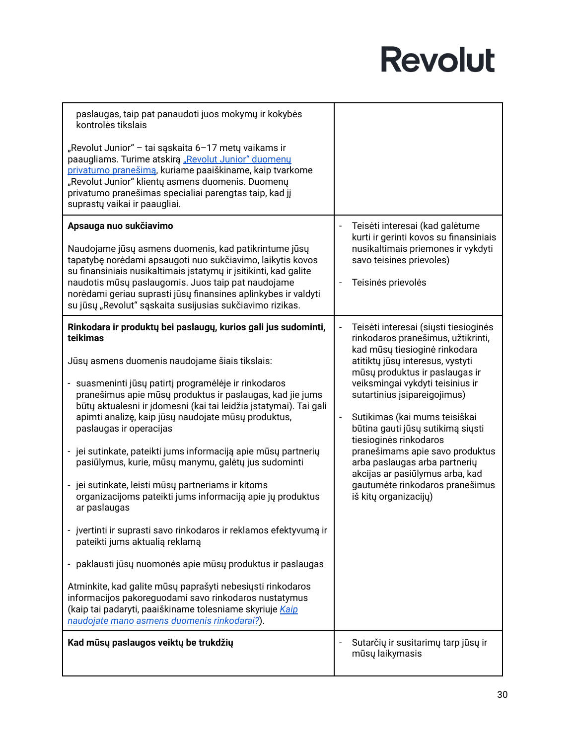| | |
|---|---|
| paslaugas, taip pat panaudoti juos mokymų ir kokybės kontrolės tikslais<br><br>„Revolut Junior" – tai sąskaita 6–17 metų vaikams ir paaugliams. Turime atskirą [„Revolut Junior" duomenų privatumo pranešimą](), kuriame paaiškiname, kaip tvarkome „Revolut Junior" klientų asmens duomenis. Duomenų privatumo pranešimas specialiai parengtas taip, kad jį suprastų vaikai ir paaugliai. | |
| **Apsauga nuo sukčiavimo**<br><br>Naudojame jūsų asmens duomenis, kad patikrintume jūsų tapatybę norėdami apsaugoti nuo sukčiavimo, laikytis kovos su finansiniais nusikaltimais įstatymų ir įsitikinti, kad galite naudotis mūsų paslaugomis. Juos taip pat naudojame norėdami geriau suprasti jūsų finansines aplinkybes ir valdyti su jūsų „Revolut" sąskaita susijusias sukčiavimo rizikas. | - Teisėti interesai (kad galėtume kurti ir gerinti kovos su finansiniais nusikaltimais priemones ir vykdyti savo teisines prievoles)<br><br>- Teisinės prievolės |
| **Rinkodara ir produktų bei paslaugų, kurios gali jus sudominti, teikimas**<br><br>Jūsų asmens duomenis naudojame šiais tikslais:<br><br>- suasmeninti jūsų patirtį programėlėje ir rinkodaros pranešimus apie mūsų produktus ir paslaugas, kad jie jums būtų aktualesni ir įdomesni (kai tai leidžia įstatymai). Tai gali apimti analizę, kaip jūsų naudojate mūsų produktus, paslaugas ir operacijas<br><br>- jei sutinkate, pateikti jums informaciją apie mūsų partnerių pasiūlymus, kurie, mūsų manymu, galėtų jus sudominti<br><br>- jei sutinkate, leisti mūsų partneriams ir kitoms organizacijoms pateikti jums informaciją apie jų produktus ar paslaugas<br><br>- įvertinti ir suprasti savo rinkodaros ir reklamos efektyvumą ir pateikti jums aktualią reklamą<br><br>- paklausti jūsų nuomonės apie mūsų produktus ir paslaugas<br><br>Atminkite, kad galite mūsų paprašyti nebesiųsti rinkodaros informacijos pakoreguodami savo rinkodaros nustatymus (kaip tai padaryti, paaiškiname tolesniame skyriuje [*Kaip naudojate mano asmens duomenis rinkodarai?*]()). | - Teisėti interesai (siųsti tiesioginės rinkodaros pranešimus, užtikrinti, kad mūsų tiesioginė rinkodara atitiktų jūsų interesus, vystyti mūsų produktus ir paslaugas ir veiksmingai vykdyti teisinius ir sutartinius įsipareigojimus)<br><br>- Sutikimas (kai mums teisiškai būtina gauti jūsų sutikimą siųsti tiesioginės rinkodaros pranešimams apie savo produktus arba paslaugas arba partnerių akcijas ar pasiūlymus arba, kad gautumėte rinkodaros pranešimus iš kitų organizacijų) |
| **Kad mūsų paslaugos veiktų be trukdžių** | - Sutarčių ir susitarimų tarp jūsų ir mūsų laikymasis |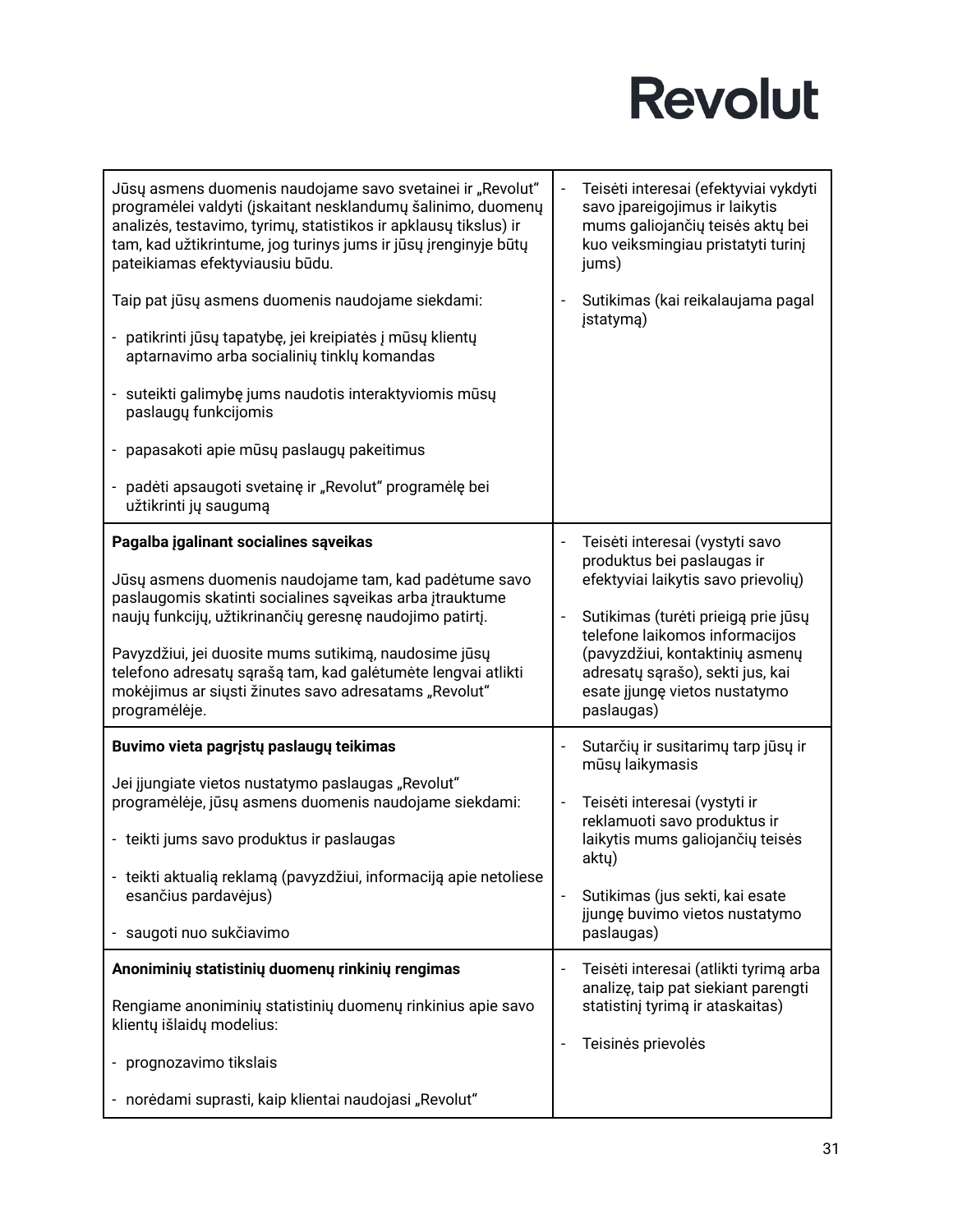| | |
|---|---|
| Jūsų asmens duomenis naudojame savo svetainei ir „Revolut“ programėlei valdyti (įskaitant nesklandumų šalinimo, duomenų analizės, testavimo, tyrimų, statistikos ir apklausų tikslus) ir tam, kad užtikrintume, jog turinys jums ir jūsų įrenginyje būtų pateikiamas efektyviausiu būdu.<br><br>Taip pat jūsų asmens duomenis naudojame siekdami:<br><br>- patikrinti jūsų tapatybę, jei kreipiatės į mūsų klientų aptarnavimo arba socialinių tinklų komandas<br><br>- suteikti galimybę jums naudotis interaktyviomis mūsų paslaugų funkcijomis<br><br>- papasakoti apie mūsų paslaugų pakeitimus<br><br>- padėti apsaugoti svetainę ir „Revolut“ programėlę bei užtikrinti jų saugumą | - Teisėti interesai (efektyviai vykdyti savo įpareigojimus ir laikytis mums galiojančių teisės aktų bei kuo veiksmingiau pristatyti turinį jums)<br><br>- Sutikimas (kai reikalaujama pagal įstatymą) |
| **Pagalba įgalinant socialines sąveikas**<br><br>Jūsų asmens duomenis naudojame tam, kad padėtume savo paslaugomis skatinti socialines sąveikas arba įtrauktume naujų funkcijų, užtikrinančių geresnę naudojimo patirtį.<br><br>Pavyzdžiui, jei duosite mums sutikimą, naudosime jūsų telefono adresatų sąrašą tam, kad galėtumėte lengvai atlikti mokėjimus ar siųsti žinutes savo adresatams „Revolut“ programėlėje. | - Teisėti interesai (vystyti savo produktus bei paslaugas ir efektyviai laikytis savo prievolių)<br><br>- Sutikimas (turėti prieigą prie jūsų telefone laikomos informacijos (pavyzdžiui, kontaktinių asmenų adresatų sąrašo), sekti jus, kai esate įjungę vietos nustatymo paslaugas) |
| **Buvimo vieta pagrįstų paslaugų teikimas**<br><br>Jei įjungiate vietos nustatymo paslaugas „Revolut“ programėlėje, jūsų asmens duomenis naudojame siekdami:<br><br>- teikti jums savo produktus ir paslaugas<br><br>- teikti aktualią reklamą (pavyzdžiui, informaciją apie netoliese esančius pardavėjus)<br><br>- saugoti nuo sukčiavimo | - Sutarčių ir susitarimų tarp jūsų ir mūsų laikymasis<br><br>- Teisėti interesai (vystyti ir reklamuoti savo produktus ir laikytis mums galiojančių teisės aktų)<br><br>- Sutikimas (jus sekti, kai esate įjungę buvimo vietos nustatymo paslaugas) |
| **Anoniminių statistinių duomenų rinkinių rengimas**<br><br>Rengiame anoniminių statistinių duomenų rinkinius apie savo klientų išlaidų modelius:<br><br>- prognozavimo tikslais<br><br>- norėdami suprasti, kaip klientai naudojasi „Revolut“ | - Teisėti interesai (atlikti tyrimą arba analizę, taip pat siekiant parengti statistinį tyrimą ir ataskaitas)<br><br>- Teisinės prievolės |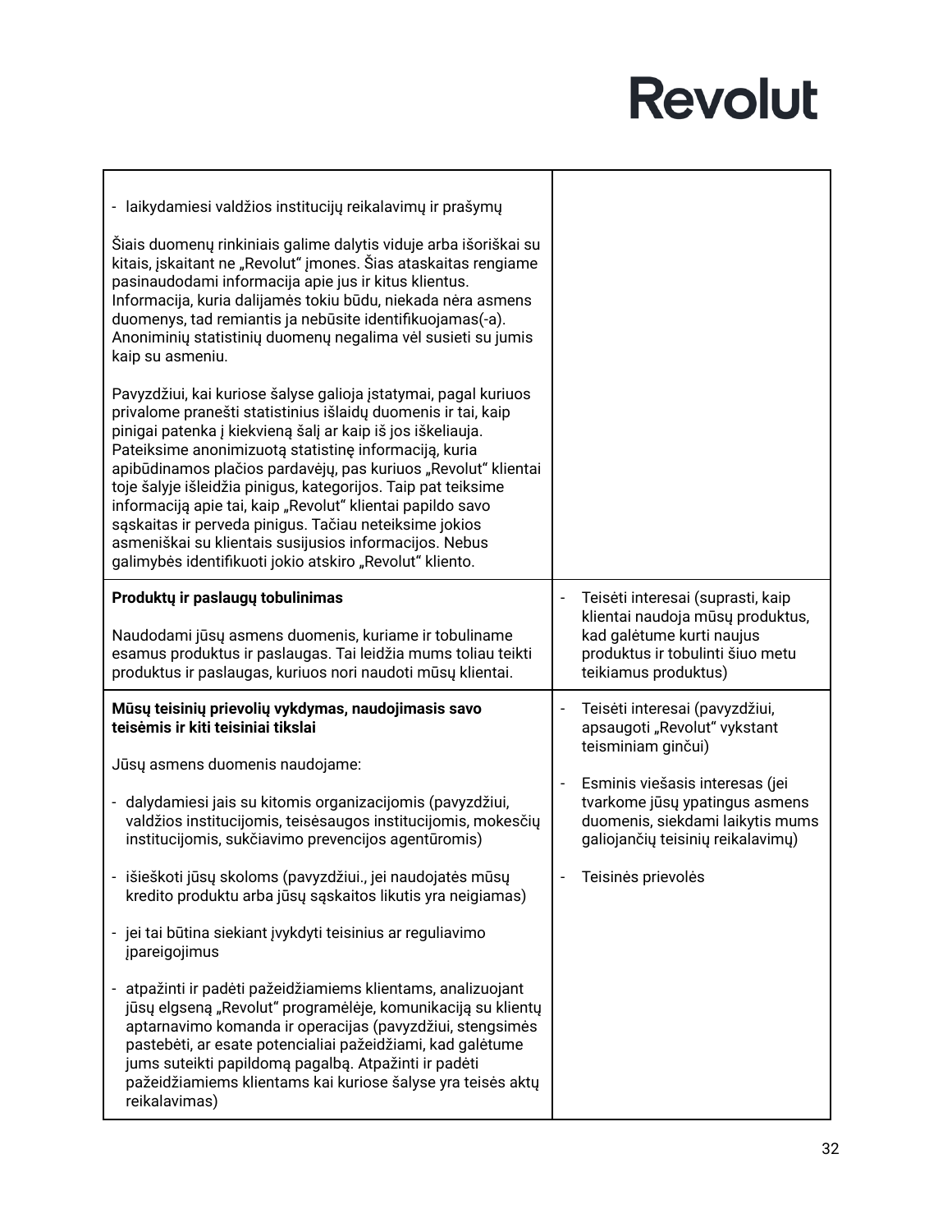| | |
|---|---|
| - laikydamiesi valdžios institucijų reikalavimų ir prašymų<br><br>Šiais duomenų rinkiniais galime dalytis viduje arba išoriškai su kitais, įskaitant ne „Revolut“ įmones. Šias ataskaitas rengiame pasinaudodami informacija apie jus ir kitus klientus. Informacija, kuria dalijamės tokiu būdu, niekada nėra asmens duomenys, tad remiantis ja nebūsite identifikuojamas(-a). Anoniminių statistinių duomenų negalima vėl susieti su jumis kaip su asmeniu.<br><br>Pavyzdžiui, kai kuriose šalyse galioja įstatymai, pagal kuriuos privalome pranešti statistinius išlaidų duomenis ir tai, kaip pinigai patenka į kiekvieną šalį ar kaip iš jos iškeliauja. Pateiksime anonimizuotą statistinę informaciją, kuria apibūdinamos plačios pardavėjų, pas kuriuos „Revolut“ klientai toje šalyje išleidžia pinigus, kategorijos. Taip pat teiksime informaciją apie tai, kaip „Revolut“ klientai papildo savo sąskaitas ir perveda pinigus. Tačiau neteiksime jokios asmeniškai su klientais susijusios informacijos. Nebus galimybės identifikuoti jokio atskiro „Revolut“ kliento. | |
| **Produktų ir paslaugų tobulinimas**<br><br>Naudodami jūsų asmens duomenis, kuriame ir tobuliname esamus produktus ir paslaugas. Tai leidžia mums toliau teikti produktus ir paslaugas, kuriuos nori naudoti mūsų klientai. | - Teisėti interesai (suprasti, kaip klientai naudoja mūsų produktus, kad galėtume kurti naujus produktus ir tobulinti šiuo metu teikiamus produktus) |
| **Mūsų teisinių prievolių vykdymas, naudojimasis savo teisėmis ir kiti teisiniai tikslai**<br><br>Jūsų asmens duomenis naudojame:<br><br>- dalydamiesi jais su kitomis organizacijomis (pavyzdžiui, valdžios institucijomis, teisėsaugos institucijomis, mokesčių institucijomis, sukčiavimo prevencijos agentūromis)<br><br>- išieškoti jūsų skoloms (pavyzdžiui., jei naudojatės mūsų kredito produktu arba jūsų sąskaitos likutis yra neigiamas)<br><br>- jei tai būtina siekiant įvykdyti teisinius ar reguliavimo įpareigojimus<br><br>- atpažinti ir padėti pažeidžiamiems klientams, analizuojant jūsų elgseną „Revolut“ programėlėje, komunikaciją su klientų aptarnavimo komanda ir operacijas (pavyzdžiui, stengsimės pastebėti, ar esate potencialiai pažeidžiami, kad galėtume jums suteikti papildomą pagalbą. Atpažinti ir padėti pažeidžiamiems klientams kai kuriose šalyse yra teisės aktų reikalavimas) | - Teisėti interesai (pavyzdžiui, apsaugoti „Revolut“ vykstant teisminiam ginčui)<br><br>- Esminis viešasis interesas (jei tvarkome jūsų ypatingus asmens duomenis, siekdami laikytis mums galiojančių teisinių reikalavimų)<br><br>- Teisinės prievolės |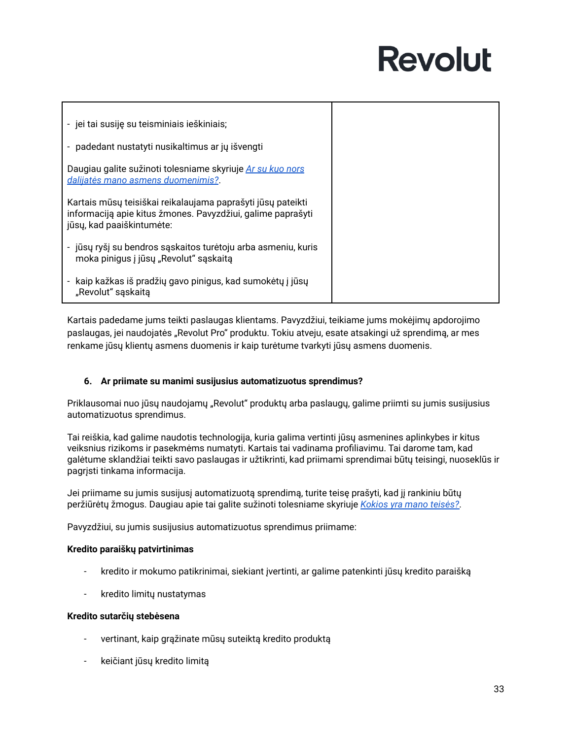| | |
|---|---|
| - jei tai susiję su teisminiais ieškiniais;<br><br>- padedant nustatyti nusikaltimus ar jų išvengti<br><br>Daugiau galite sužinoti tolesniame skyriuje *Ar su kuo nors dalijatės mano asmens duomenimis?*.<br><br>Kartais mūsų teisiškai reikalaujama paprašyti jūsų pateikti informaciją apie kitus žmones. Pavyzdžiui, galime paprašyti jūsų, kad paaiškintumėte:<br><br>- jūsų ryšį su bendros sąskaitos turėtoju arba asmeniu, kuris moka pinigus į jūsų „Revolut“ sąskaitą<br><br>- kaip kažkas iš pradžių gavo pinigus, kad sumokėtų į jūsų „Revolut“ sąskaitą | |

Kartais padedame jums teikti paslaugas klientams. Pavyzdžiui, teikiame jums mokėjimų apdorojimo paslaugas, jei naudojatės „Revolut Pro“ produktu. Tokiu atveju, esate atsakingi už sprendimą, ar mes renkame jūsų klientų asmens duomenis ir kaip turėtume tvarkyti jūsų asmens duomenis.

### 6. Ar priimate su manimi susijusius automatizuotus sprendimus?

Priklausomai nuo jūsų naudojamų „Revolut“ produktų arba paslaugų, galime priimti su jumis susijusius automatizuotus sprendimus.

Tai reiškia, kad galime naudotis technologija, kuria galima vertinti jūsų asmenines aplinkybes ir kitus veiksnius rizikoms ir pasekmėms numatyti. Kartais tai vadinama profiliavimu. Tai darome tam, kad galėtume sklandžiai teikti savo paslaugas ir užtikrinti, kad priimami sprendimai būtų teisingi, nuoseklūs ir pagrįsti tinkama informacija.

Jei priimame su jumis susijusį automatizuotą sprendimą, turite teisę prašyti, kad jį rankiniu būdu peržiūrėtų žmogus. Daugiau apie tai galite sužinoti tolesniame skyriuje *Kokios yra mano teisės?*.

Pavyzdžiui, su jumis susijusius automatizuotus sprendimus priimame:

**Kredito paraiškų patvirtinimas**

- kredito ir mokumo patikrinimai, siekiant įvertinti, ar galime patenkinti jūsų kredito paraišką
- kredito limitų nustatymas

**Kredito sutarčių stebėsena**

- vertinant, kaip grąžinate mūsų suteiktą kredito produktą
- keičiant jūsų kredito limitą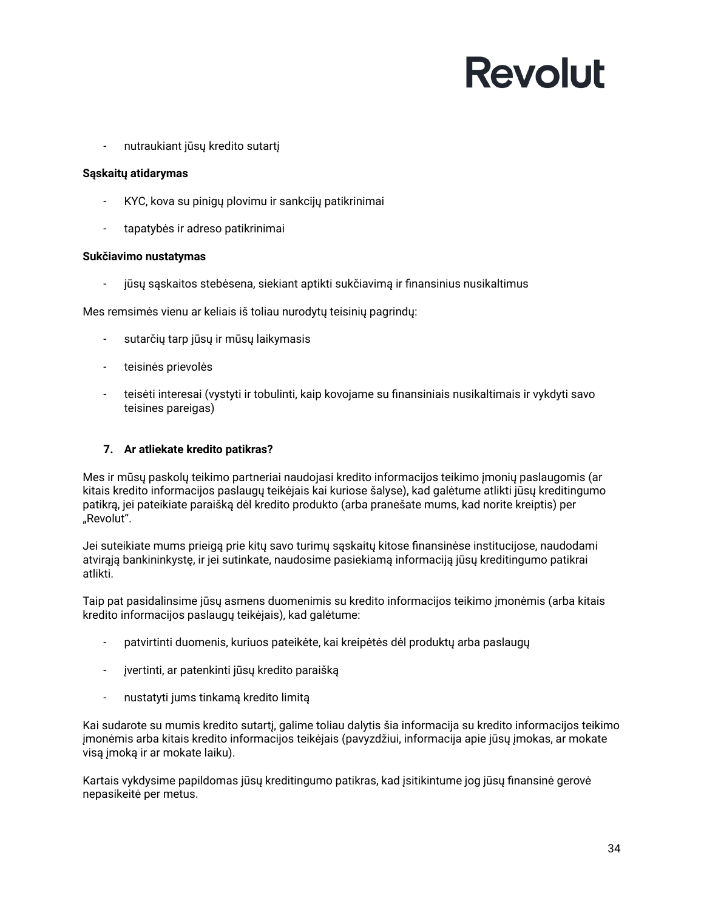- nutraukiant jūsų kredito sutartį

**Sąskaitų atidarymas**

- KYC, kova su pinigų plovimu ir sankcijų patikrinimai
- tapatybės ir adreso patikrinimai

**Sukčiavimo nustatymas**

- jūsų sąskaitos stebėsena, siekiant aptikti sukčiavimą ir finansinius nusikaltimus

Mes remsimės vienu ar keliais iš toliau nurodytų teisinių pagrindų:

- sutarčių tarp jūsų ir mūsų laikymasis
- teisinės prievolės
- teisėti interesai (vystyti ir tobulinti, kaip kovojame su finansiniais nusikaltimais ir vykdyti savo teisines pareigas)

### 7. Ar atliekate kredito patikras?

Mes ir mūsų paskolų teikimo partneriai naudojasi kredito informacijos teikimo įmonių paslaugomis (ar kitais kredito informacijos paslaugų teikėjais kai kuriose šalyse), kad galėtume atlikti jūsų kreditingumo patikrą, jei pateikiate paraišką dėl kredito produkto (arba pranešate mums, kad norite kreiptis) per „Revolut“.

Jei suteikiate mums prieigą prie kitų savo turimų sąskaitų kitose finansinėse institucijose, naudodami atvirąją bankininkystę, ir jei sutinkate, naudosime pasiekiamą informaciją jūsų kreditingumo patikrai atlikti.

Taip pat pasidalinsime jūsų asmens duomenimis su kredito informacijos teikimo įmonėmis (arba kitais kredito informacijos paslaugų teikėjais), kad galėtume:

- patvirtinti duomenis, kuriuos pateikėte, kai kreipėtės dėl produktų arba paslaugų
- įvertinti, ar patenkinti jūsų kredito paraišką
- nustatyti jums tinkamą kredito limitą

Kai sudarote su mumis kredito sutartį, galime toliau dalytis šia informacija su kredito informacijos teikimo įmonėmis arba kitais kredito informacijos teikėjais (pavyzdžiui, informacija apie jūsų įmokas, ar mokate visą įmoką ir ar mokate laiku).

Kartais vykdysime papildomas jūsų kreditingumo patikras, kad įsitikintume jog jūsų finansinė gerovė nepasikeitė per metus.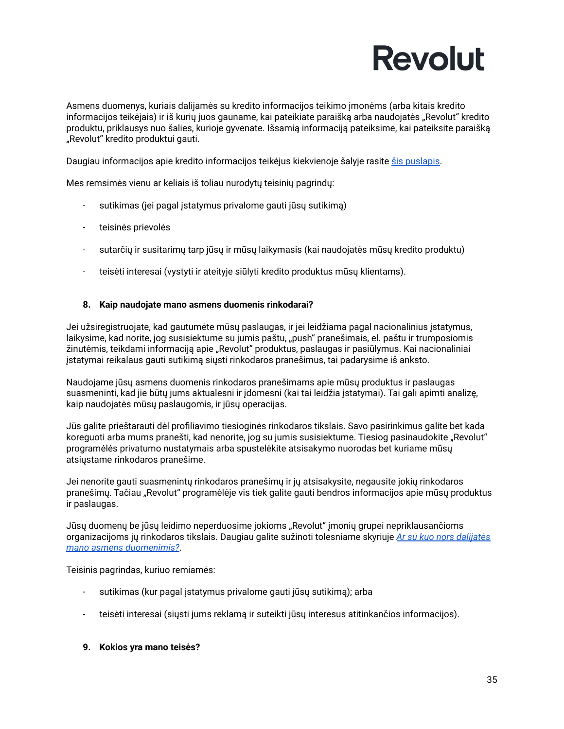Asmens duomenys, kuriais dalijamės su kredito informacijos teikimo įmonėms (arba kitais kredito informacijos teikėjais) ir iš kurių juos gauname, kai pateikiate paraišką arba naudojatės „Revolut" kredito produktu, priklausys nuo šalies, kurioje gyvenate. Išsamią informaciją pateiksime, kai pateiksite paraišką „Revolut" kredito produktui gauti.

Daugiau informacijos apie kredito informacijos teikėjus kiekvienoje šalyje rasite [šis puslapis](#).

Mes remsimės vienu ar keliais iš toliau nurodytų teisinių pagrindų:

- sutikimas (jei pagal įstatymus privalome gauti jūsų sutikimą)
- teisinės prievolės
- sutarčių ir susitarimų tarp jūsų ir mūsų laikymasis (kai naudojatės mūsų kredito produktu)
- teisėti interesai (vystyti ir ateityje siūlyti kredito produktus mūsų klientams).

## 8. Kaip naudojate mano asmens duomenis rinkodarai?

Jei užsiregistruojate, kad gautumėte mūsų paslaugas, ir jei leidžiama pagal nacionalinius įstatymus, laikysime, kad norite, jog susisiektume su jumis paštu, „push" pranešimais, el. paštu ir trumposiomis žinutėmis, teikdami informaciją apie „Revolut" produktus, paslaugas ir pasiūlymus. Kai nacionaliniai įstatymai reikalaus gauti sutikimą siųsti rinkodaros pranešimus, tai padarysime iš anksto.

Naudojame jūsų asmens duomenis rinkodaros pranešimams apie mūsų produktus ir paslaugas suasmeninti, kad jie būtų jums aktualesni ir įdomesni (kai tai leidžia įstatymai). Tai gali apimti analizę, kaip naudojatės mūsų paslaugomis, ir jūsų operacijas.

Jūs galite prieštarauti dėl profiliavimo tiesioginės rinkodaros tikslais. Savo pasirinkimus galite bet kada koreguoti arba mums pranešti, kad nenorite, jog su jumis susisiektume. Tiesiog pasinaudokite „Revolut" programėlės privatumo nustatymais arba spustelėkite atsisakymo nuorodas bet kuriame mūsų atsiųstame rinkodaros pranešime.

Jei nenorite gauti suasmenintų rinkodaros pranešimų ir jų atsisakysite, negausite jokių rinkodaros pranešimų. Tačiau „Revolut" programėlėje vis tiek galite gauti bendros informacijos apie mūsų produktus ir paslaugas.

Jūsų duomenų be jūsų leidimo neperduosime jokioms „Revolut" įmonių grupei nepriklausančioms organizacijoms jų rinkodaros tikslais. Daugiau galite sužinoti tolesniame skyriuje [*Ar su kuo nors dalijatės mano asmens duomenimis?*](#).

Teisinis pagrindas, kuriuo remiamės:

- sutikimas (kur pagal įstatymus privalome gauti jūsų sutikimą); arba
- teisėti interesai (siųsti jums reklamą ir suteikti jūsų interesus atitinkančios informacijos).

## 9. Kokios yra mano teisės?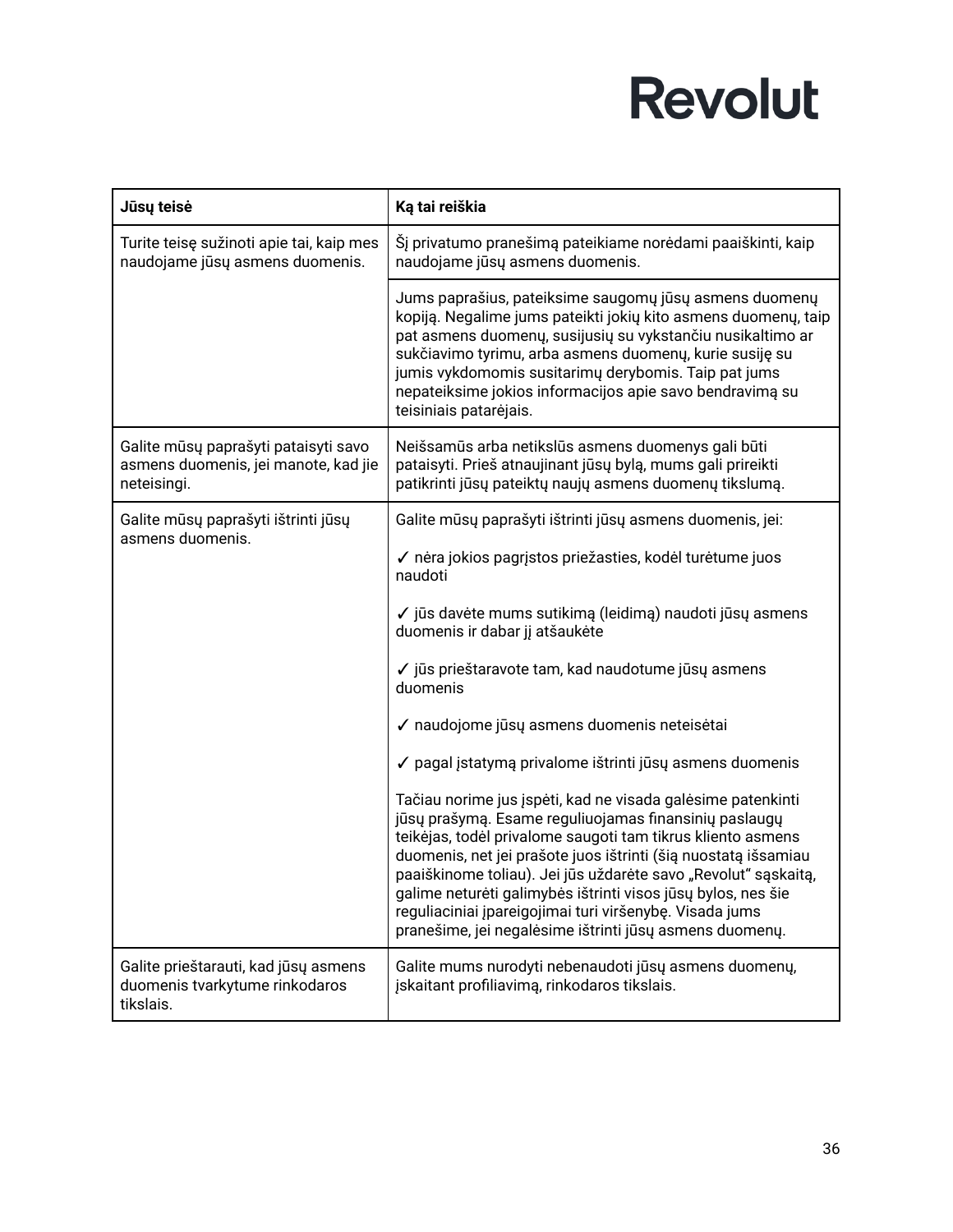| Jūsų teisė | Ką tai reiškia |
|---|---|
| Turite teisę sužinoti apie tai, kaip mes naudojame jūsų asmens duomenis. | Šį privatumo pranešimą pateikiame norėdami paaiškinti, kaip naudojame jūsų asmens duomenis. |
| | Jums paprašius, pateiksime saugomų jūsų asmens duomenų kopiją. Negalime jums pateikti jokių kito asmens duomenų, taip pat asmens duomenų, susijusių su vykstančiu nusikaltimo ar sukčiavimo tyrimu, arba asmens duomenų, kurie susiję su jumis vykdomomis susitarimų derybomis. Taip pat jums nepateiksime jokios informacijos apie savo bendravimą su teisiniais patarėjais. |
| Galite mūsų paprašyti pataisyti savo asmens duomenis, jei manote, kad jie neteisingi. | Neišsamūs arba netikslūs asmens duomenys gali būti pataisyti. Prieš atnaujinant jūsų bylą, mums gali prireikti patikrinti jūsų pateiktų naujų asmens duomenų tikslumą. |
| Galite mūsų paprašyti ištrinti jūsų asmens duomenis. | Galite mūsų paprašyti ištrinti jūsų asmens duomenis, jei:<br><br>✓ nėra jokios pagrįstos priežasties, kodėl turėtume juos naudoti<br><br>✓ jūs davėte mums sutikimą (leidimą) naudoti jūsų asmens duomenis ir dabar jį atšaukėte<br><br>✓ jūs prieštaravote tam, kad naudotume jūsų asmens duomenis<br><br>✓ naudojome jūsų asmens duomenis neteisėtai<br><br>✓ pagal įstatymą privalome ištrinti jūsų asmens duomenis<br><br>Tačiau norime jus įspėti, kad ne visada galėsime patenkinti jūsų prašymą. Esame reguliuojamas finansinių paslaugų teikėjas, todėl privalome saugoti tam tikrus kliento asmens duomenis, net jei prašote juos ištrinti (šią nuostatą išsamiau paaiškinome toliau). Jei jūs uždarėte savo „Revolut“ sąskaitą, galime neturėti galimybės ištrinti visos jūsų bylos, nes šie reguliaciniai įpareigojimai turi viršenybę. Visada jums pranešime, jei negalėsime ištrinti jūsų asmens duomenų. |
| Galite prieštarauti, kad jūsų asmens duomenis tvarkytume rinkodaros tikslais. | Galite mums nurodyti nebenaudoti jūsų asmens duomenų, įskaitant profiliavimą, rinkodaros tikslais. |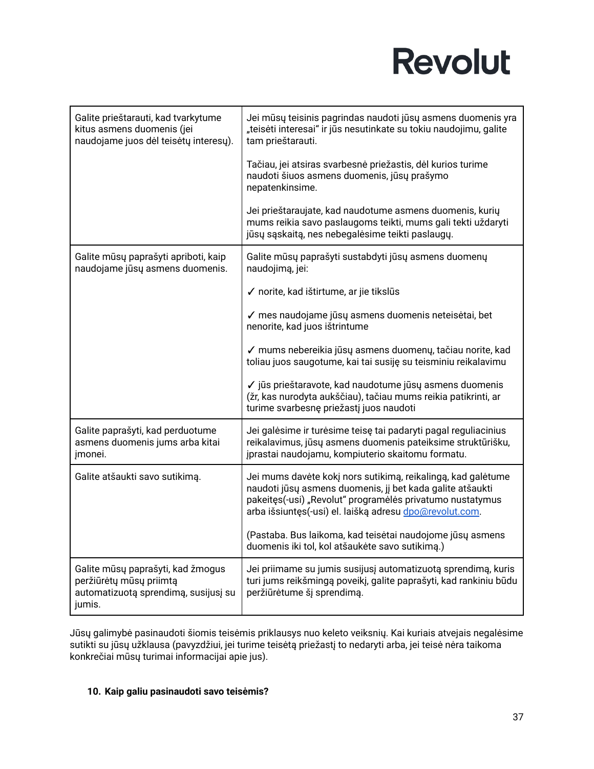| | |
|---|---|
| Galite prieštarauti, kad tvarkytume kitus asmens duomenis (jei naudojame juos dėl teisėtų interesų). | Jei mūsų teisinis pagrindas naudoti jūsų asmens duomenis yra „teisėti interesai“ ir jūs nesutinkate su tokiu naudojimu, galite tam prieštarauti.<br><br>Tačiau, jei atsiras svarbesnė priežastis, dėl kurios turime naudoti šiuos asmens duomenis, jūsų prašymo nepatenkinsime.<br><br>Jei prieštaraujate, kad naudotume asmens duomenis, kurių mums reikia savo paslaugoms teikti, mums gali tekti uždaryti jūsų sąskaitą, nes nebegalėsime teikti paslaugų. |
| Galite mūsų paprašyti apriboti, kaip naudojame jūsų asmens duomenis. | Galite mūsų paprašyti sustabdyti jūsų asmens duomenų naudojimą, jei:<br><br>✓ norite, kad ištirtume, ar jie tikslūs<br><br>✓ mes naudojame jūsų asmens duomenis neteisėtai, bet nenorite, kad juos ištrintume<br><br>✓ mums nebereikia jūsų asmens duomenų, tačiau norite, kad toliau juos saugotume, kai tai susiję su teisminiu reikalavimu<br><br>✓ jūs prieštaravote, kad naudotume jūsų asmens duomenis (žr, kas nurodyta aukščiau), tačiau mums reikia patikrinti, ar turime svarbesnę priežastį juos naudoti |
| Galite paprašyti, kad perduotume asmens duomenis jums arba kitai įmonei. | Jei galėsime ir turėsime teisę tai padaryti pagal reguliacinius reikalavimus, jūsų asmens duomenis pateiksime struktūrišku, įprastai naudojamu, kompiuterio skaitomu formatu. |
| Galite atšaukti savo sutikimą. | Jei mums davėte kokį nors sutikimą, reikalingą, kad galėtume naudoti jūsų asmens duomenis, jį bet kada galite atšaukti pakeitę(-usi) „Revolut“ programėlės privatumo nustatymus arba išsiuntę(-usi) el. laišką adresu dpo@revolut.com.<br><br>(Pastaba. Bus laikoma, kad teisėtai naudojome jūsų asmens duomenis iki tol, kol atšaukėte savo sutikimą.) |
| Galite mūsų paprašyti, kad žmogus peržiūrėtų mūsų priimtą automatizuotą sprendimą, susijusį su jumis. | Jei priimame su jumis susijusį automatizuotą sprendimą, kuris turi jums reikšmingą poveikį, galite paprašyti, kad rankiniu būdu peržiūrėtume šį sprendimą. |

Jūsų galimybė pasinaudoti šiomis teisėmis priklausys nuo keleto veiksnių. Kai kuriais atvejais negalėsime sutikti su jūsų užklausa (pavyzdžiui, jei turime teisėtą priežastį to nedaryti arba, jei teisė nėra taikoma konkrečiai mūsų turimai informacijai apie jus).

## 10. Kaip galiu pasinaudoti savo teisėmis?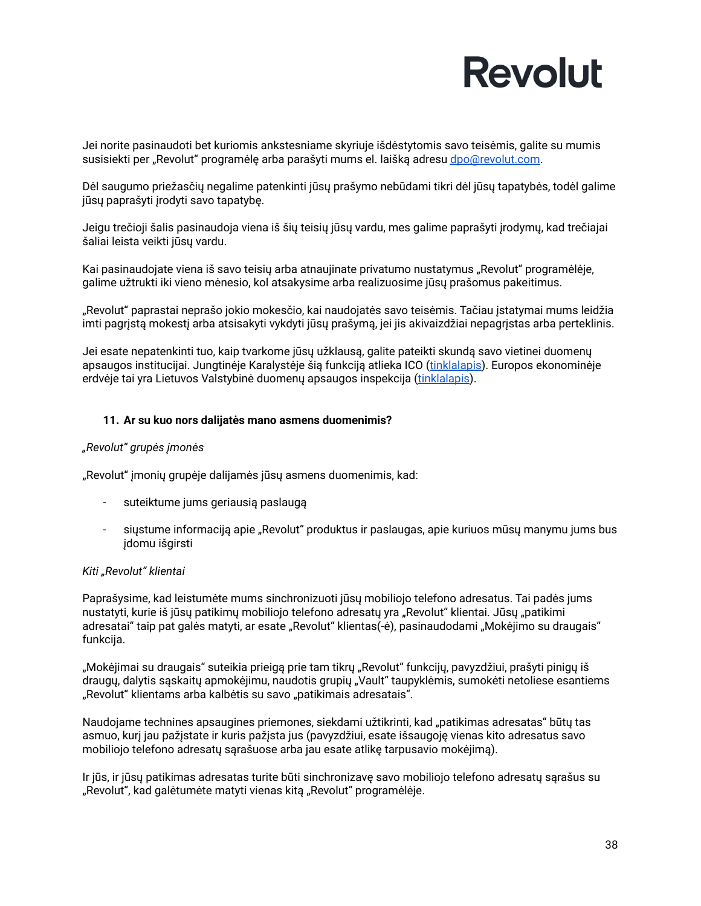Jei norite pasinaudoti bet kuriomis ankstesniame skyriuje išdėstytomis savo teisėmis, galite su mumis susisiekti per „Revolut" programėlę arba parašyti mums el. laišką adresu [dpo@revolut.com](mailto:dpo@revolut.com).

Dėl saugumo priežasčių negalime patenkinti jūsų prašymo nebūdami tikri dėl jūsų tapatybės, todėl galime jūsų paprašyti įrodyti savo tapatybę.

Jeigu trečioji šalis pasinaudoja viena iš šių teisių jūsų vardu, mes galime paprašyti įrodymų, kad trečiajai šaliai leista veikti jūsų vardu.

Kai pasinaudojate viena iš savo teisių arba atnaujinate privatumo nustatymus „Revolut" programėlėje, galime užtrukti iki vieno mėnesio, kol atsakysime arba realizuosime jūsų prašomus pakeitimus.

„Revolut" paprastai neprašo jokio mokesčio, kai naudojatės savo teisėmis. Tačiau įstatymai mums leidžia imti pagrįstą mokestį arba atsisakyti vykdyti jūsų prašymą, jei jis akivaizdžiai nepagrįstas arba perteklinis.

Jei esate nepatenkinti tuo, kaip tvarkome jūsų užklausą, galite pateikti skundą savo vietinei duomenų apsaugos institucijai. Jungtinėje Karalystėje šią funkciją atlieka ICO (tinklalapis). Europos ekonominėje erdvėje tai yra Lietuvos Valstybinė duomenų apsaugos inspekcija (tinklalapis).

## 11. Ar su kuo nors dalijatės mano asmens duomenimis?

*„Revolut" grupės įmonės*

„Revolut" įmonių grupėje dalijamės jūsų asmens duomenimis, kad:

- suteiktume jums geriausią paslaugą
- siųstume informaciją apie „Revolut" produktus ir paslaugas, apie kuriuos mūsų manymu jums bus įdomu išgirsti

*Kiti „Revolut" klientai*

Paprašysime, kad leistumėte mums sinchronizuoti jūsų mobiliojo telefono adresatus. Tai padės jums nustatyti, kurie iš jūsų patikimų mobiliojo telefono adresatų yra „Revolut" klientai. Jūsų „patikimi adresatai" taip pat galės matyti, ar esate „Revolut" klientas(-ė), pasinaudodami „Mokėjimo su draugais" funkcija.

„Mokėjimai su draugais" suteikia prieigą prie tam tikrų „Revolut" funkcijų, pavyzdžiui, prašyti pinigų iš draugų, dalytis sąskaitų apmokėjimu, naudotis grupių „Vault" taupyklėmis, sumokėti netoliese esantiems „Revolut" klientams arba kalbėtis su savo „patikimais adresatais".

Naudojame technines apsaugines priemones, siekdami užtikrinti, kad „patikimas adresatas" būtų tas asmuo, kurį jau pažįstate ir kuris pažįsta jus (pavyzdžiui, esate išsaugoję vienas kito adresatus savo mobiliojo telefono adresatų sąrašuose arba jau esate atlikę tarpusavio mokėjimą).

Ir jūs, ir jūsų patikimas adresatas turite būti sinchronizavę savo mobiliojo telefono adresatų sąrašus su „Revolut", kad galėtumėte matyti vienas kitą „Revolut" programėlėje.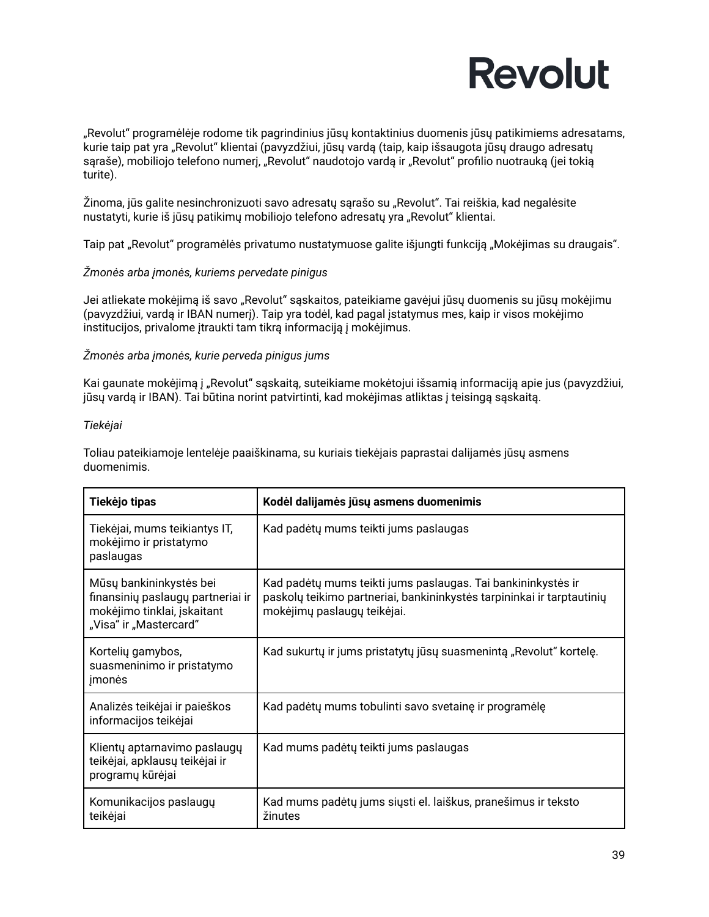„Revolut" programėlėje rodome tik pagrindinius jūsų kontaktinius duomenis jūsų patikimiems adresatams, kurie taip pat yra „Revolut" klientai (pavyzdžiui, jūsų vardą (taip, kaip išsaugota jūsų draugo adresatų sąraše), mobiliojo telefono numerį, „Revolut" naudotojo vardą ir „Revolut" profilio nuotrauką (jei tokią turite).

Žinoma, jūs galite nesinchronizuoti savo adresatų sąrašo su „Revolut". Tai reiškia, kad negalėsite nustatyti, kurie iš jūsų patikimų mobiliojo telefono adresatų yra „Revolut" klientai.

Taip pat „Revolut" programėlės privatumo nustatymuose galite išjungti funkciją „Mokėjimas su draugais".

*Žmonės arba įmonės, kuriems pervedate pinigus*

Jei atliekate mokėjimą iš savo „Revolut" sąskaitos, pateikiame gavėjui jūsų duomenis su jūsų mokėjimu (pavyzdžiui, vardą ir IBAN numerį). Taip yra todėl, kad pagal įstatymus mes, kaip ir visos mokėjimo institucijos, privalome įtraukti tam tikrą informaciją į mokėjimus.

*Žmonės arba įmonės, kurie perveda pinigus jums*

Kai gaunate mokėjimą į „Revolut" sąskaitą, suteikiame mokėtojui išsamią informaciją apie jus (pavyzdžiui, jūsų vardą ir IBAN). Tai būtina norint patvirtinti, kad mokėjimas atliktas į teisingą sąskaitą.

*Tiekėjai*

Toliau pateikiamoje lentelėje paaiškinama, su kuriais tiekėjais paprastai dalijamės jūsų asmens duomenimis.

| **Tiekėjo tipas** | **Kodėl dalijamės jūsų asmens duomenimis** |
|---|---|
| Tiekėjai, mums teikiantys IT, mokėjimo ir pristatymo paslaugas | Kad padėtų mums teikti jums paslaugas |
| Mūsų bankininkystės bei finansinių paslaugų partneriai ir mokėjimo tinklai, įskaitant „Visa" ir „Mastercard" | Kad padėtų mums teikti jums paslaugas. Tai bankininkystės ir paskolų teikimo partneriai, bankininkystės tarpininkai ir tarptautinių mokėjimų paslaugų teikėjai. |
| Kortelių gamybos, suasmeninimo ir pristatymo įmonės | Kad sukurtų ir jums pristatytų jūsų suasmenintą „Revolut" kortelę. |
| Analizės teikėjai ir paieškos informacijos teikėjai | Kad padėtų mums tobulinti savo svetainę ir programėlę |
| Klientų aptarnavimo paslaugų teikėjai, apklausų teikėjai ir programų kūrėjai | Kad mums padėtų teikti jums paslaugas |
| Komunikacijos paslaugų teikėjai | Kad mums padėtų jums siųsti el. laiškus, pranešimus ir teksto žinutes |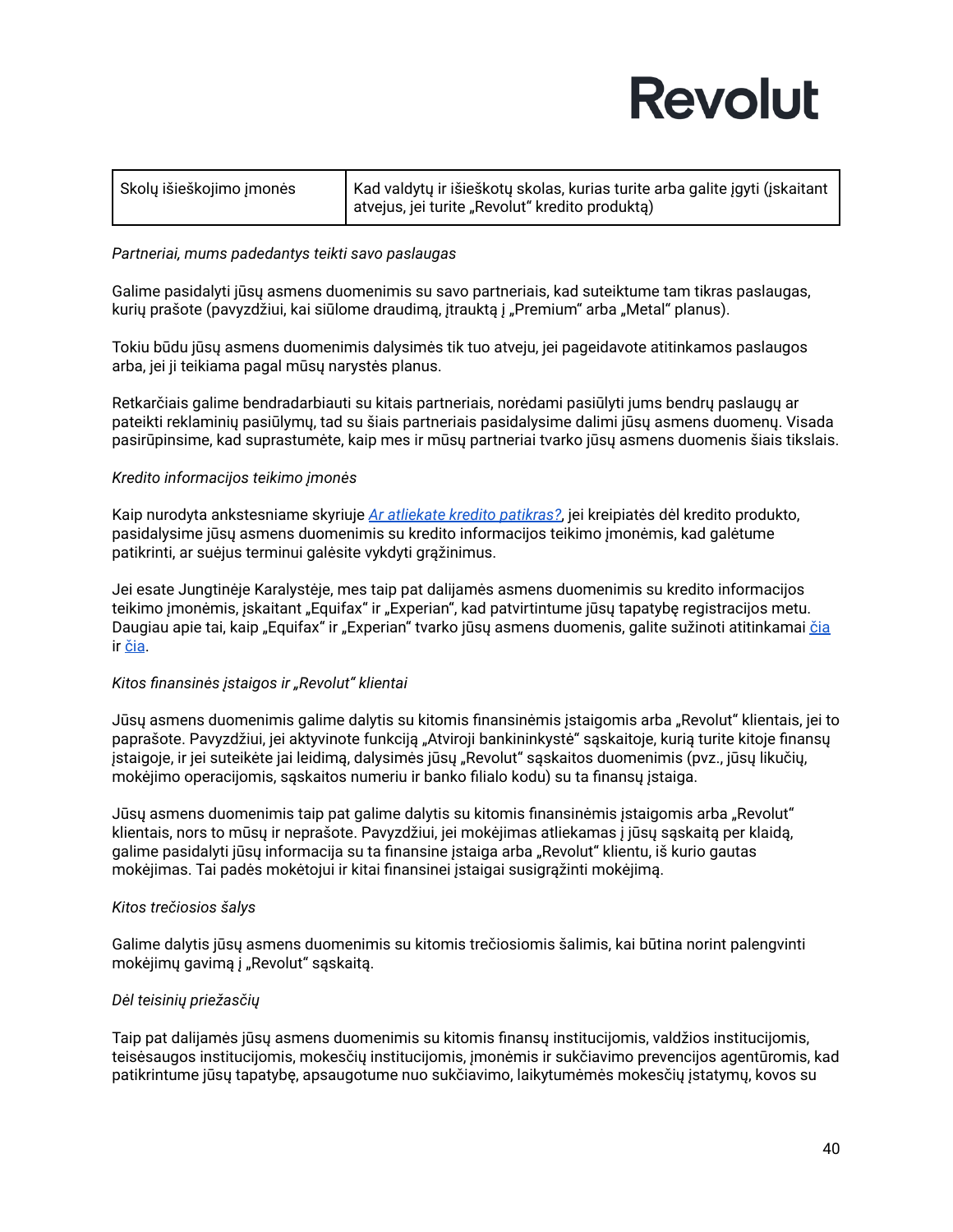| Skolų išieškojimo įmonės | Kad valdytų ir išieškotų skolas, kurias turite arba galite įgyti (įskaitant atvejus, jei turite „Revolut“ kredito produktą) |
|---|---|

*Partneriai, mums padedantys teikti savo paslaugas*

Galime pasidalyti jūsų asmens duomenimis su savo partneriais, kad suteiktume tam tikras paslaugas, kurių prašote (pavyzdžiui, kai siūlome draudimą, įtrauktą į „Premium“ arba „Metal“ planus).

Tokiu būdu jūsų asmens duomenimis dalysimės tik tuo atveju, jei pageidavote atitinkamos paslaugos arba, jei ji teikiama pagal mūsų narystės planus.

Retkarčiais galime bendradarbiauti su kitais partneriais, norėdami pasiūlyti jums bendrų paslaugų ar pateikti reklaminių pasiūlymų, tad su šiais partneriais pasidalysime dalimi jūsų asmens duomenų. Visada pasirūpinsime, kad suprastumėte, kaip mes ir mūsų partneriai tvarko jūsų asmens duomenis šiais tikslais.

*Kredito informacijos teikimo įmonės*

Kaip nurodyta ankstesniame skyriuje [*Ar atliekate kredito patikras?*](), jei kreipiatės dėl kredito produkto, pasidalysime jūsų asmens duomenimis su kredito informacijos teikimo įmonėmis, kad galėtume patikrinti, ar suėjus terminui galėsite vykdyti grąžinimus.

Jei esate Jungtinėje Karalystėje, mes taip pat dalijamės asmens duomenimis su kredito informacijos teikimo įmonėmis, įskaitant „Equifax“ ir „Experian“, kad patvirtintume jūsų tapatybę registracijos metu. Daugiau apie tai, kaip „Equifax“ ir „Experian“ tvarko jūsų asmens duomenis, galite sužinoti atitinkamai [čia]() ir [čia]().

*Kitos finansinės įstaigos ir „Revolut“ klientai*

Jūsų asmens duomenimis galime dalytis su kitomis finansinėmis įstaigomis arba „Revolut“ klientais, jei to paprašote. Pavyzdžiui, jei aktyvinote funkciją „Atviroji bankininkystė“ sąskaitoje, kurią turite kitoje finansų įstaigoje, ir jei suteikėte jai leidimą, dalysimės jūsų „Revolut“ sąskaitos duomenimis (pvz., jūsų likučių, mokėjimo operacijomis, sąskaitos numeriu ir banko filialo kodu) su ta finansų įstaiga.

Jūsų asmens duomenimis taip pat galime dalytis su kitomis finansinėmis įstaigomis arba „Revolut“ klientais, nors to mūsų ir neprašote. Pavyzdžiui, jei mokėjimas atliekamas į jūsų sąskaitą per klaidą, galime pasidalyti jūsų informacija su ta finansine įstaiga arba „Revolut“ klientu, iš kurio gautas mokėjimas. Tai padės mokėtojui ir kitai finansinei įstaigai susigrąžinti mokėjimą.

*Kitos trečiosios šalys*

Galime dalytis jūsų asmens duomenimis su kitomis trečiosiomis šalimis, kai būtina norint palengvinti mokėjimų gavimą į „Revolut“ sąskaitą.

*Dėl teisinių priežasčių*

Taip pat dalijamės jūsų asmens duomenimis su kitomis finansų institucijomis, valdžios institucijomis, teisėsaugos institucijomis, mokesčių institucijomis, įmonėmis ir sukčiavimo prevencijos agentūromis, kad patikrintume jūsų tapatybę, apsaugotume nuo sukčiavimo, laikytumėmės mokesčių įstatymų, kovos su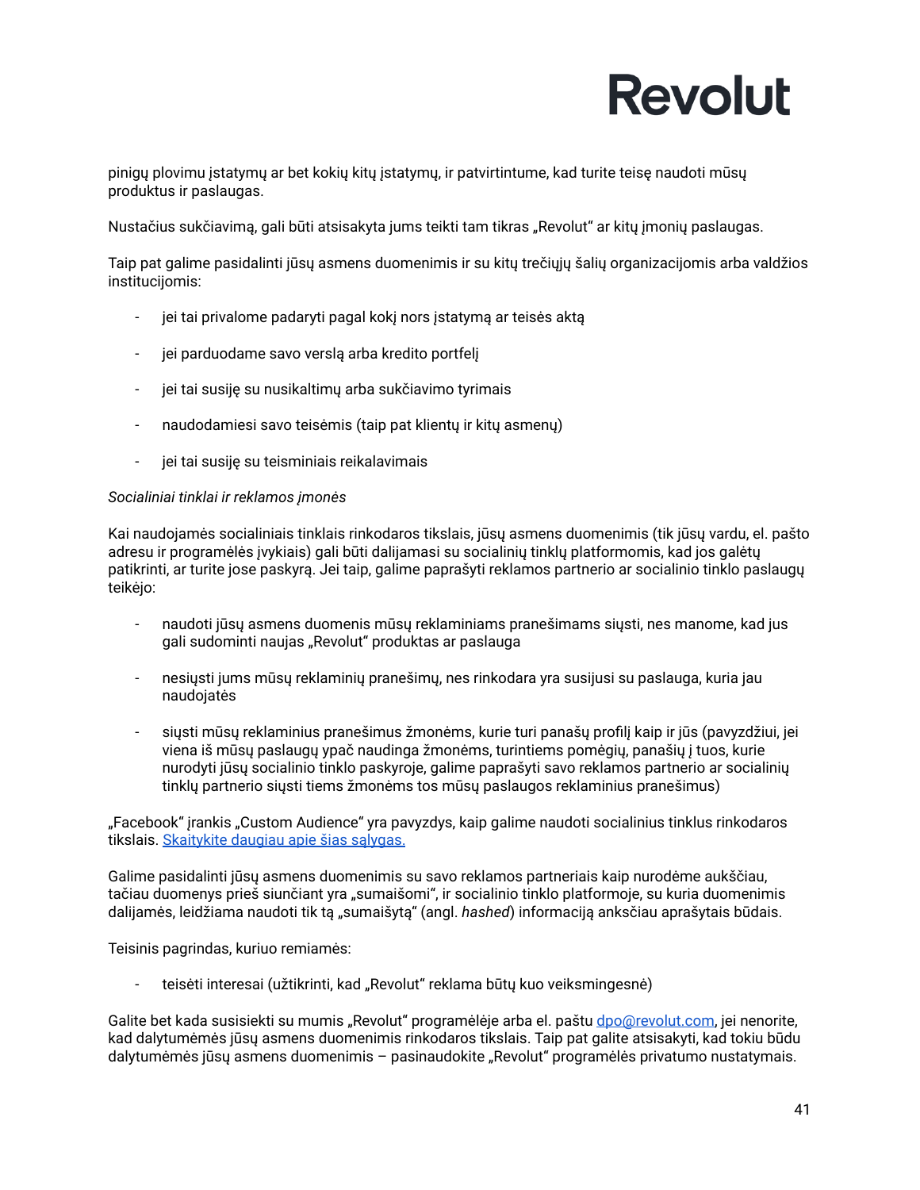pinigų plovimu įstatymų ar bet kokių kitų įstatymų, ir patvirtintume, kad turite teisę naudoti mūsų produktus ir paslaugas.

Nustačius sukčiavimą, gali būti atsisakyta jums teikti tam tikras „Revolut“ ar kitų įmonių paslaugas.

Taip pat galime pasidalinti jūsų asmens duomenimis ir su kitų trečiųjų šalių organizacijomis arba valdžios institucijomis:

- jei tai privalome padaryti pagal kokį nors įstatymą ar teisės aktą
- jei parduodame savo verslą arba kredito portfelį
- jei tai susiję su nusikaltimų arba sukčiavimo tyrimais
- naudodamiesi savo teisėmis (taip pat klientų ir kitų asmenų)
- jei tai susiję su teisminiais reikalavimais

*Socialiniai tinklai ir reklamos įmonės*

Kai naudojamės socialiniais tinklais rinkodaros tikslais, jūsų asmens duomenimis (tik jūsų vardu, el. pašto adresu ir programėlės įvykiais) gali būti dalijamasi su socialinių tinklų platformomis, kad jos galėtų patikrinti, ar turite jose paskyrą. Jei taip, galime paprašyti reklamos partnerio ar socialinio tinklo paslaugų teikėjo:

- naudoti jūsų asmens duomenis mūsų reklaminiams pranešimams siųsti, nes manome, kad jus gali sudominti naujas „Revolut“ produktas ar paslauga
- nesiųsti jums mūsų reklaminių pranešimų, nes rinkodara yra susijusi su paslauga, kuria jau naudojatės
- siųsti mūsų reklaminius pranešimus žmonėms, kurie turi panašų profilį kaip ir jūs (pavyzdžiui, jei viena iš mūsų paslaugų ypač naudinga žmonėms, turintiems pomėgių, panašių į tuos, kurie nurodyti jūsų socialinio tinklo paskyroje, galime paprašyti savo reklamos partnerio ar socialinių tinklų partnerio siųsti tiems žmonėms tos mūsų paslaugos reklaminius pranešimus)

„Facebook“ įrankis „Custom Audience“ yra pavyzdys, kaip galime naudoti socialinius tinklus rinkodaros tikslais. Skaitykite daugiau apie šias sąlygas.

Galime pasidalinti jūsų asmens duomenimis su savo reklamos partneriais kaip nurodėme aukščiau, tačiau duomenys prieš siunčiant yra „sumaišomi“, ir socialinio tinklo platformoje, su kuria duomenimis dalijamės, leidžiama naudoti tik tą „sumaišytą“ (angl. *hashed*) informaciją anksčiau aprašytais būdais.

Teisinis pagrindas, kuriuo remiamės:

- teisėti interesai (užtikrinti, kad „Revolut“ reklama būtų kuo veiksmingesnė)

Galite bet kada susisiekti su mumis „Revolut“ programėlėje arba el. paštu dpo@revolut.com, jei nenorite, kad dalytumėmės jūsų asmens duomenimis rinkodaros tikslais. Taip pat galite atsisakyti, kad tokiu būdu dalytumėmės jūsų asmens duomenimis – pasinaudokite „Revolut“ programėlės privatumo nustatymais.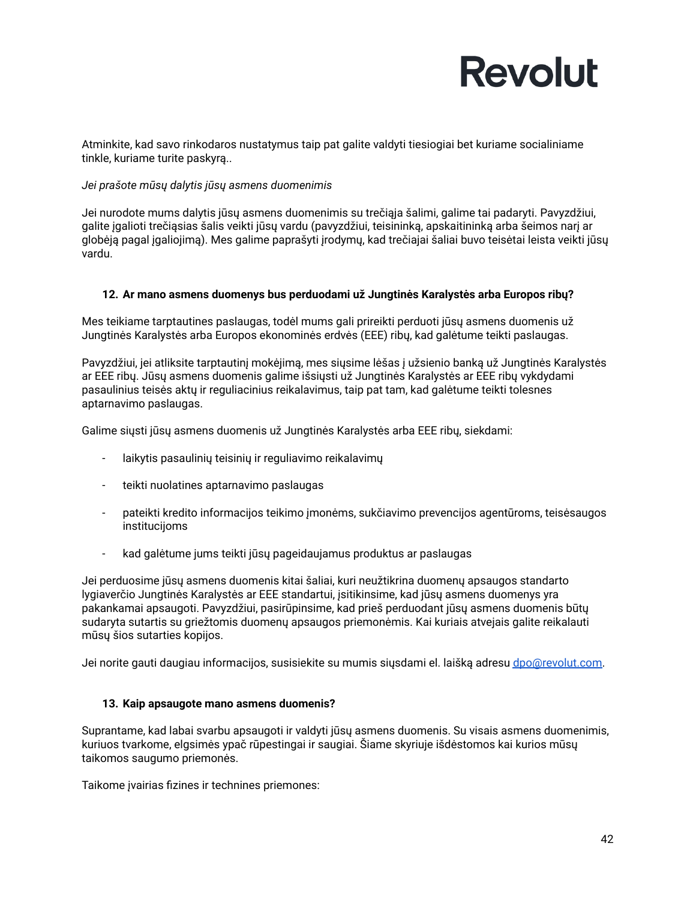Atminkite, kad savo rinkodaros nustatymus taip pat galite valdyti tiesiogiai bet kuriame socialiniame tinkle, kuriame turite paskyrą..

*Jei prašote mūsų dalytis jūsų asmens duomenimis*

Jei nurodote mums dalytis jūsų asmens duomenimis su trečiąja šalimi, galime tai padaryti. Pavyzdžiui, galite įgalioti trečiąsias šalis veikti jūsų vardu (pavyzdžiui, teisininką, apskaitininką arba šeimos narį ar globėją pagal įgaliojimą). Mes galime paprašyti įrodymų, kad trečiajai šaliai buvo teisėtai leista veikti jūsų vardu.

## 12. Ar mano asmens duomenys bus perduodami už Jungtinės Karalystės arba Europos ribų?

Mes teikiame tarptautines paslaugas, todėl mums gali prireikti perduoti jūsų asmens duomenis už Jungtinės Karalystės arba Europos ekonominės erdvės (EEE) ribų, kad galėtume teikti paslaugas.

Pavyzdžiui, jei atliksite tarptautinį mokėjimą, mes siųsime lėšas į užsienio banką už Jungtinės Karalystės ar EEE ribų. Jūsų asmens duomenis galime išsiųsti už Jungtinės Karalystės ar EEE ribų vykdydami pasaulinius teisės aktų ir reguliacinius reikalavimus, taip pat tam, kad galėtume teikti tolesnes aptarnavimo paslaugas.

Galime siųsti jūsų asmens duomenis už Jungtinės Karalystės arba EEE ribų, siekdami:

- laikytis pasaulinių teisinių ir reguliavimo reikalavimų
- teikti nuolatines aptarnavimo paslaugas
- pateikti kredito informacijos teikimo įmonėms, sukčiavimo prevencijos agentūroms, teisėsaugos institucijoms
- kad galėtume jums teikti jūsų pageidaujamus produktus ar paslaugas

Jei perduosime jūsų asmens duomenis kitai šaliai, kuri neužtikrina duomenų apsaugos standarto lygiaverčio Jungtinės Karalystės ar EEE standartui, įsitikinsime, kad jūsų asmens duomenys yra pakankamai apsaugoti. Pavyzdžiui, pasirūpinsime, kad prieš perduodant jūsų asmens duomenis būtų sudaryta sutartis su griežtomis duomenų apsaugos priemonėmis. Kai kuriais atvejais galite reikalauti mūsų šios sutarties kopijos.

Jei norite gauti daugiau informacijos, susisiekite su mumis siųsdami el. laišką adresu dpo@revolut.com.

## 13. Kaip apsaugote mano asmens duomenis?

Suprantame, kad labai svarbu apsaugoti ir valdyti jūsų asmens duomenis. Su visais asmens duomenimis, kuriuos tvarkome, elgsimės ypač rūpestingai ir saugiai. Šiame skyriuje išdėstomos kai kurios mūsų taikomos saugumo priemonės.

Taikome įvairias fizines ir technines priemones: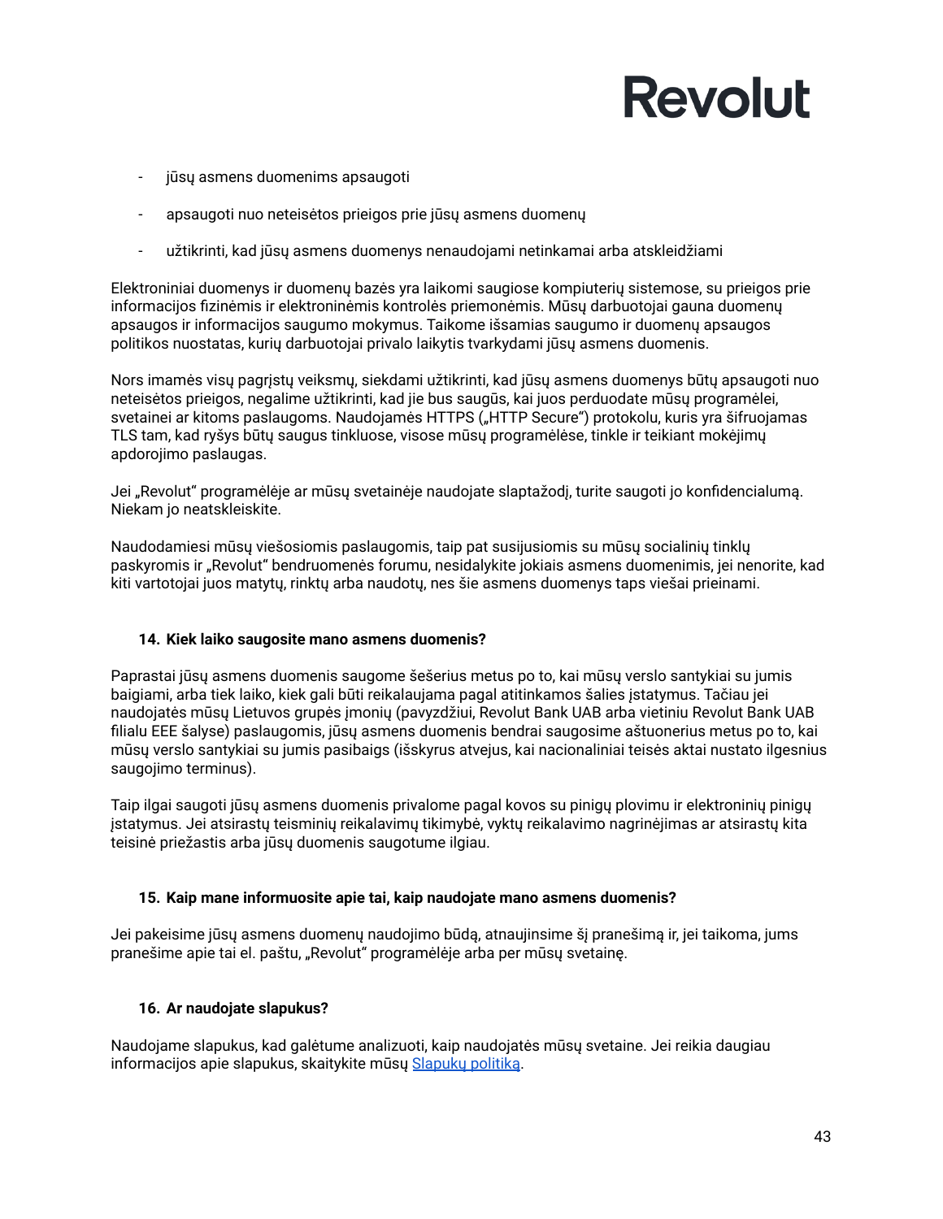- jūsų asmens duomenims apsaugoti
- apsaugoti nuo neteisėtos prieigos prie jūsų asmens duomenų
- užtikrinti, kad jūsų asmens duomenys nenaudojami netinkamai arba atskleidžiami

Elektroniniai duomenys ir duomenų bazės yra laikomi saugiose kompiuterių sistemose, su prieigos prie informacijos fizinėmis ir elektroninėmis kontrolės priemonėmis. Mūsų darbuotojai gauna duomenų apsaugos ir informacijos saugumo mokymus. Taikome išsamias saugumo ir duomenų apsaugos politikos nuostatas, kurių darbuotojai privalo laikytis tvarkydami jūsų asmens duomenis.

Nors imamės visų pagrįstų veiksmų, siekdami užtikrinti, kad jūsų asmens duomenys būtų apsaugoti nuo neteisėtos prieigos, negalime užtikrinti, kad jie bus saugūs, kai juos perduodate mūsų programėlei, svetainei ar kitoms paslaugoms. Naudojamės HTTPS („HTTP Secure“) protokolu, kuris yra šifruojamas TLS tam, kad ryšys būtų saugus tinkluose, visose mūsų programėlėse, tinkle ir teikiant mokėjimų apdorojimo paslaugas.

Jei „Revolut“ programėlėje ar mūsų svetainėje naudojate slaptažodį, turite saugoti jo konfidencialumą. Niekam jo neatskleiskite.

Naudodamiesi mūsų viešosiomis paslaugomis, taip pat susijusiomis su mūsų socialinių tinklų paskyromis ir „Revolut“ bendruomenės forumu, nesidalykite jokiais asmens duomenimis, jei nenorite, kad kiti vartotojai juos matytų, rinktų arba naudotų, nes šie asmens duomenys taps viešai prieinami.

### 14. Kiek laiko saugosite mano asmens duomenis?

Paprastai jūsų asmens duomenis saugome šešerius metus po to, kai mūsų verslo santykiai su jumis baigiami, arba tiek laiko, kiek gali būti reikalaujama pagal atitinkamos šalies įstatymus. Tačiau jei naudojatės mūsų Lietuvos grupės įmonių (pavyzdžiui, Revolut Bank UAB arba vietiniu Revolut Bank UAB filialu EEE šalyse) paslaugomis, jūsų asmens duomenis bendrai saugosime aštuonerius metus po to, kai mūsų verslo santykiai su jumis pasibaigs (išskyrus atvejus, kai nacionaliniai teisės aktai nustato ilgesnius saugojimo terminus).

Taip ilgai saugoti jūsų asmens duomenis privalome pagal kovos su pinigų plovimu ir elektroninių pinigų įstatymus. Jei atsirastų teisminių reikalavimų tikimybė, vyktų reikalavimo nagrinėjimas ar atsirastų kita teisinė priežastis arba jūsų duomenis saugotume ilgiau.

### 15. Kaip mane informuosite apie tai, kaip naudojate mano asmens duomenis?

Jei pakeisime jūsų asmens duomenų naudojimo būdą, atnaujinsime šį pranešimą ir, jei taikoma, jums pranešime apie tai el. paštu, „Revolut“ programėlėje arba per mūsų svetainę.

### 16. Ar naudojate slapukus?

Naudojame slapukus, kad galėtume analizuoti, kaip naudojatės mūsų svetaine. Jei reikia daugiau informacijos apie slapukus, skaitykite mūsų Slapukų politiką.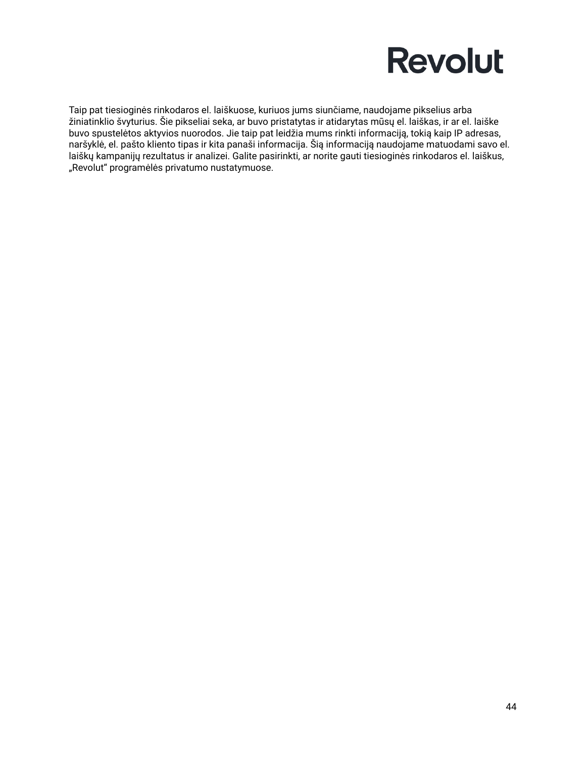Taip pat tiesioginės rinkodaros el. laiškuose, kuriuos jums siunčiame, naudojame pikselius arba žiniatinklio švyturius. Šie pikseliai seka, ar buvo pristatytas ir atidarytas mūsų el. laiškas, ir ar el. laiške buvo spustelėtos aktyvios nuorodos. Jie taip pat leidžia mums rinkti informaciją, tokią kaip IP adresas, naršyklė, el. pašto kliento tipas ir kita panaši informacija. Šią informaciją naudojame matuodami savo el. laiškų kampanijų rezultatus ir analizei. Galite pasirinkti, ar norite gauti tiesioginės rinkodaros el. laiškus, „Revolut“ programėlės privatumo nustatymuose.